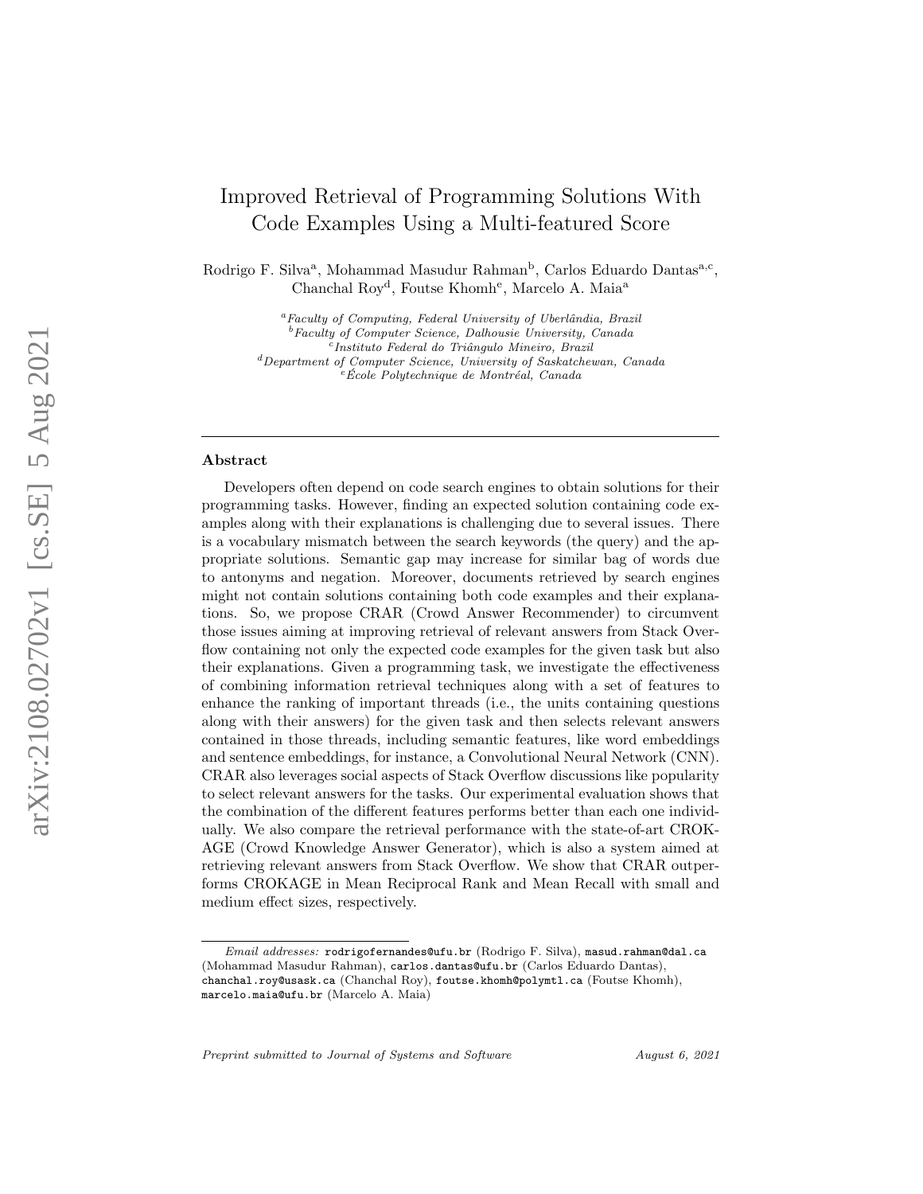# Improved Retrieval of Programming Solutions With Code Examples Using a Multi-featured Score

Rodrigo F. Silva[a], Mohammad Masudur Rahman[b], Carlos Eduardo Dantas[a,c], Chanchal Roy[d], Foutse Khomh[e], Marcelo A. Maia[a]

[a] *Faculty of Computing, Federal University of Uberlândia, Brazil*
[b] *Faculty of Computer Science, Dalhousie University, Canada*
[c] *Instituto Federal do Triângulo Mineiro, Brazil*
[d] *Department of Computer Science, University of Saskatchewan, Canada*
[e] *École Polytechnique de Montréal, Canada*

## Abstract

Developers often depend on code search engines to obtain solutions for their programming tasks. However, finding an expected solution containing code examples along with their explanations is challenging due to several issues. There is a vocabulary mismatch between the search keywords (the query) and the appropriate solutions. Semantic gap may increase for similar bag of words due to antonyms and negation. Moreover, documents retrieved by search engines might not contain solutions containing both code examples and their explanations. So, we propose CRAR (Crowd Answer Recommender) to circumvent those issues aiming at improving retrieval of relevant answers from Stack Overflow containing not only the expected code examples for the given task but also their explanations. Given a programming task, we investigate the effectiveness of combining information retrieval techniques along with a set of features to enhance the ranking of important threads (i.e., the units containing questions along with their answers) for the given task and then selects relevant answers contained in those threads, including semantic features, like word embeddings and sentence embeddings, for instance, a Convolutional Neural Network (CNN). CRAR also leverages social aspects of Stack Overflow discussions like popularity to select relevant answers for the tasks. Our experimental evaluation shows that the combination of the different features performs better than each one individually. We also compare the retrieval performance with the state-of-art CROKAGE (Crowd Knowledge Answer Generator), which is also a system aimed at retrieving relevant answers from Stack Overflow. We show that CRAR outperforms CROKAGE in Mean Reciprocal Rank and Mean Recall with small and medium effect sizes, respectively.

*Email addresses:* rodrigofernandes@ufu.br (Rodrigo F. Silva), masud.rahman@dal.ca (Mohammad Masudur Rahman), carlos.dantas@ufu.br (Carlos Eduardo Dantas), chanchal.roy@usask.ca (Chanchal Roy), foutse.khomh@polymtl.ca (Foutse Khomh), marcelo.maia@ufu.br (Marcelo A. Maia)

*Preprint submitted to Journal of Systems and Software* — *August 6, 2021*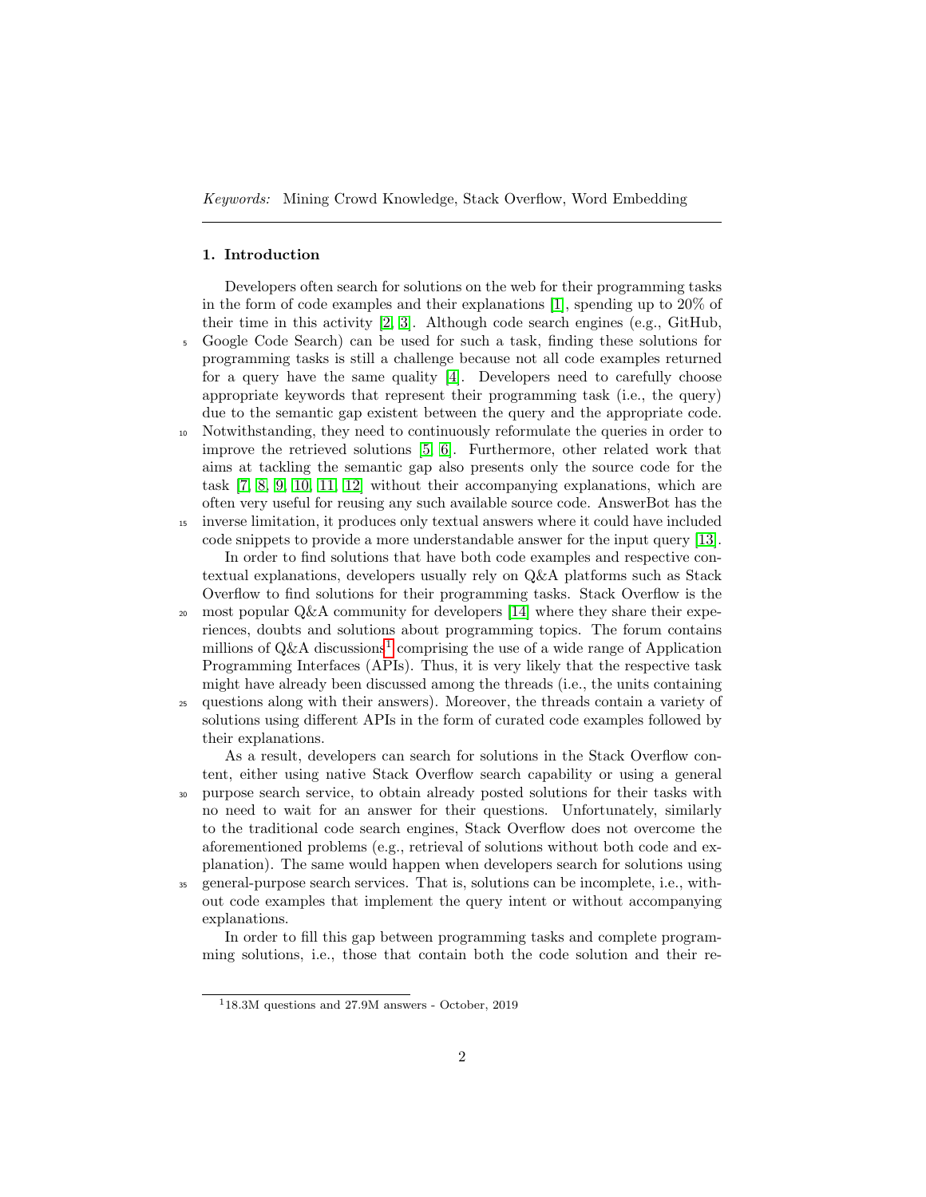*Keywords:* Mining Crowd Knowledge, Stack Overflow, Word Embedding

## 1. Introduction

Developers often search for solutions on the web for their programming tasks in the form of code examples and their explanations [1], spending up to 20% of their time in this activity [2, 3]. Although code search engines (e.g., GitHub, Google Code Search) can be used for such a task, finding these solutions for programming tasks is still a challenge because not all code examples returned for a query have the same quality [4]. Developers need to carefully choose appropriate keywords that represent their programming task (i.e., the query) due to the semantic gap existent between the query and the appropriate code. Notwithstanding, they need to continuously reformulate the queries in order to improve the retrieved solutions [5, 6]. Furthermore, other related work that aims at tackling the semantic gap also presents only the source code for the task [7, 8, 9, 10, 11, 12] without their accompanying explanations, which are often very useful for reusing any such available source code. AnswerBot has the inverse limitation, it produces only textual answers where it could have included code snippets to provide a more understandable answer for the input query [13].

In order to find solutions that have both code examples and respective contextual explanations, developers usually rely on Q&A platforms such as Stack Overflow to find solutions for their programming tasks. Stack Overflow is the most popular Q&A community for developers [14] where they share their experiences, doubts and solutions about programming topics. The forum contains millions of Q&A discussions[1] comprising the use of a wide range of Application Programming Interfaces (APIs). Thus, it is very likely that the respective task might have already been discussed among the threads (i.e., the units containing questions along with their answers). Moreover, the threads contain a variety of solutions using different APIs in the form of curated code examples followed by their explanations.

As a result, developers can search for solutions in the Stack Overflow content, either using native Stack Overflow search capability or using a general purpose search service, to obtain already posted solutions for their tasks with no need to wait for an answer for their questions. Unfortunately, similarly to the traditional code search engines, Stack Overflow does not overcome the aforementioned problems (e.g., retrieval of solutions without both code and explanation). The same would happen when developers search for solutions using general-purpose search services. That is, solutions can be incomplete, i.e., without code examples that implement the query intent or without accompanying explanations.

In order to fill this gap between programming tasks and complete programming solutions, i.e., those that contain both the code solution and their re-

[1] 18.3M questions and 27.9M answers - October, 2019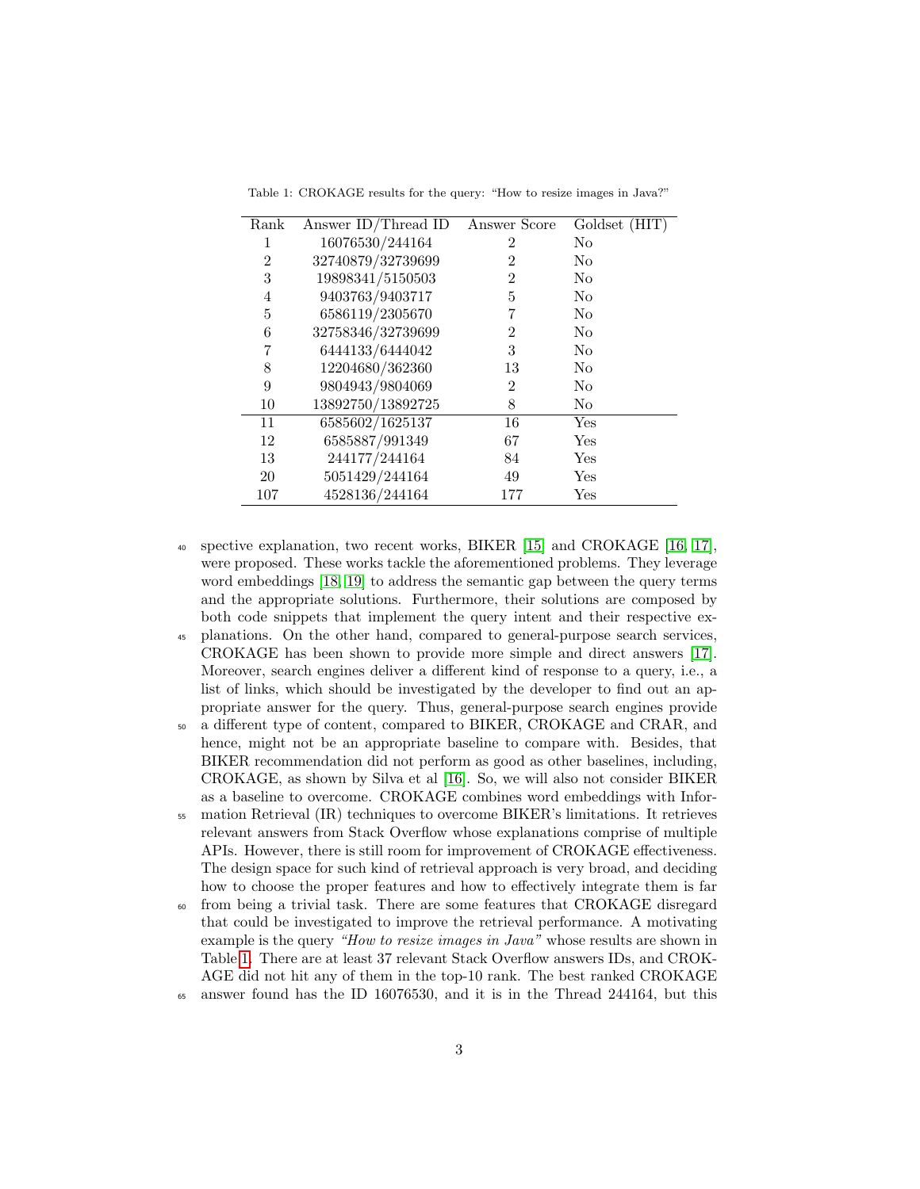Table 1: CROKAGE results for the query: "How to resize images in Java?"

| Rank | Answer ID/Thread ID | Answer Score | Goldset (HIT) |
|---|---|---|---|
| 1 | 16076530/244164 | 2 | No |
| 2 | 32740879/32739699 | 2 | No |
| 3 | 19898341/5150503 | 2 | No |
| 4 | 9403763/9403717 | 5 | No |
| 5 | 6586119/2305670 | 7 | No |
| 6 | 32758346/32739699 | 2 | No |
| 7 | 6444133/6444042 | 3 | No |
| 8 | 12204680/362360 | 13 | No |
| 9 | 9804943/9804069 | 2 | No |
| 10 | 13892750/13892725 | 8 | No |
| 11 | 6585602/1625137 | 16 | Yes |
| 12 | 6585887/991349 | 67 | Yes |
| 13 | 244177/244164 | 84 | Yes |
| 20 | 5051429/244164 | 49 | Yes |
| 107 | 4528136/244164 | 177 | Yes |

spective explanation, two recent works, BIKER [15] and CROKAGE [16, 17], were proposed. These works tackle the aforementioned problems. They leverage word embeddings [18, 19] to address the semantic gap between the query terms and the appropriate solutions. Furthermore, their solutions are composed by both code snippets that implement the query intent and their respective explanations. On the other hand, compared to general-purpose search services, CROKAGE has been shown to provide more simple and direct answers [17]. Moreover, search engines deliver a different kind of response to a query, i.e., a list of links, which should be investigated by the developer to find out an appropriate answer for the query. Thus, general-purpose search engines provide a different type of content, compared to BIKER, CROKAGE and CRAR, and hence, might not be an appropriate baseline to compare with. Besides, that BIKER recommendation did not perform as good as other baselines, including, CROKAGE, as shown by Silva et al [16]. So, we will also not consider BIKER as a baseline to overcome. CROKAGE combines word embeddings with Information Retrieval (IR) techniques to overcome BIKER's limitations. It retrieves relevant answers from Stack Overflow whose explanations comprise of multiple APIs. However, there is still room for improvement of CROKAGE effectiveness. The design space for such kind of retrieval approach is very broad, and deciding how to choose the proper features and how to effectively integrate them is far from being a trivial task. There are some features that CROKAGE disregard that could be investigated to improve the retrieval performance. A motivating example is the query *"How to resize images in Java"* whose results are shown in Table 1. There are at least 37 relevant Stack Overflow answers IDs, and CROKAGE did not hit any of them in the top-10 rank. The best ranked CROKAGE answer found has the ID 16076530, and it is in the Thread 244164, but this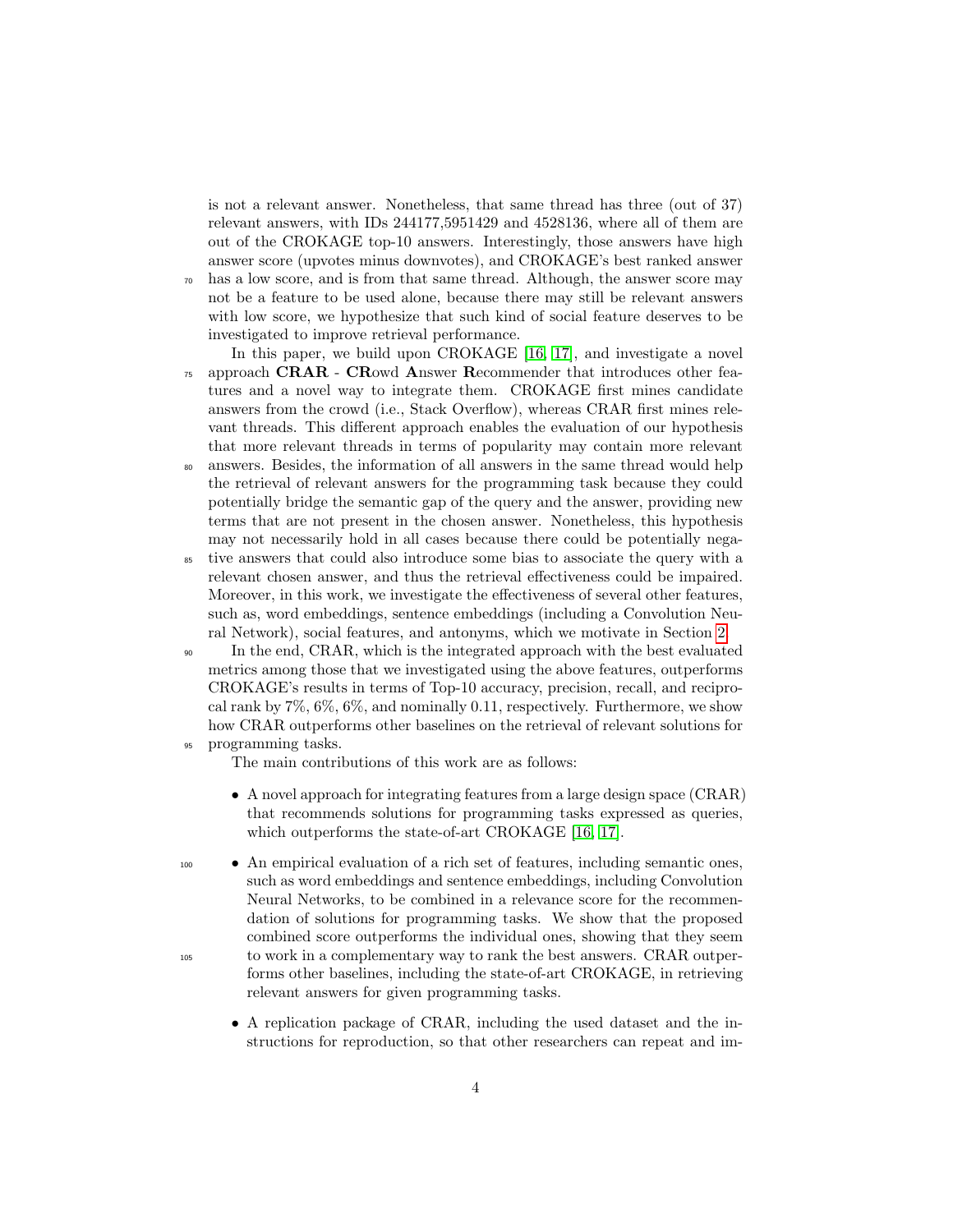is not a relevant answer. Nonetheless, that same thread has three (out of 37) relevant answers, with IDs 244177,5951429 and 4528136, where all of them are out of the CROKAGE top-10 answers. Interestingly, those answers have high answer score (upvotes minus downvotes), and CROKAGE's best ranked answer has a low score, and is from that same thread. Although, the answer score may not be a feature to be used alone, because there may still be relevant answers with low score, we hypothesize that such kind of social feature deserves to be investigated to improve retrieval performance.

In this paper, we build upon CROKAGE [16, 17], and investigate a novel approach **CRAR** - **CR**owd **A**nswer **R**ecommender that introduces other features and a novel way to integrate them. CROKAGE first mines candidate answers from the crowd (i.e., Stack Overflow), whereas CRAR first mines relevant threads. This different approach enables the evaluation of our hypothesis that more relevant threads in terms of popularity may contain more relevant answers. Besides, the information of all answers in the same thread would help the retrieval of relevant answers for the programming task because they could potentially bridge the semantic gap of the query and the answer, providing new terms that are not present in the chosen answer. Nonetheless, this hypothesis may not necessarily hold in all cases because there could be potentially negative answers that could also introduce some bias to associate the query with a relevant chosen answer, and thus the retrieval effectiveness could be impaired. Moreover, in this work, we investigate the effectiveness of several other features, such as, word embeddings, sentence embeddings (including a Convolution Neural Network), social features, and antonyms, which we motivate in Section 2.

In the end, CRAR, which is the integrated approach with the best evaluated metrics among those that we investigated using the above features, outperforms CROKAGE's results in terms of Top-10 accuracy, precision, recall, and reciprocal rank by 7%, 6%, 6%, and nominally 0.11, respectively. Furthermore, we show how CRAR outperforms other baselines on the retrieval of relevant solutions for programming tasks.

The main contributions of this work are as follows:

- A novel approach for integrating features from a large design space (CRAR) that recommends solutions for programming tasks expressed as queries, which outperforms the state-of-art CROKAGE [16, 17].
- An empirical evaluation of a rich set of features, including semantic ones, such as word embeddings and sentence embeddings, including Convolution Neural Networks, to be combined in a relevance score for the recommendation of solutions for programming tasks. We show that the proposed combined score outperforms the individual ones, showing that they seem to work in a complementary way to rank the best answers. CRAR outperforms other baselines, including the state-of-art CROKAGE, in retrieving relevant answers for given programming tasks.
- A replication package of CRAR, including the used dataset and the instructions for reproduction, so that other researchers can repeat and im-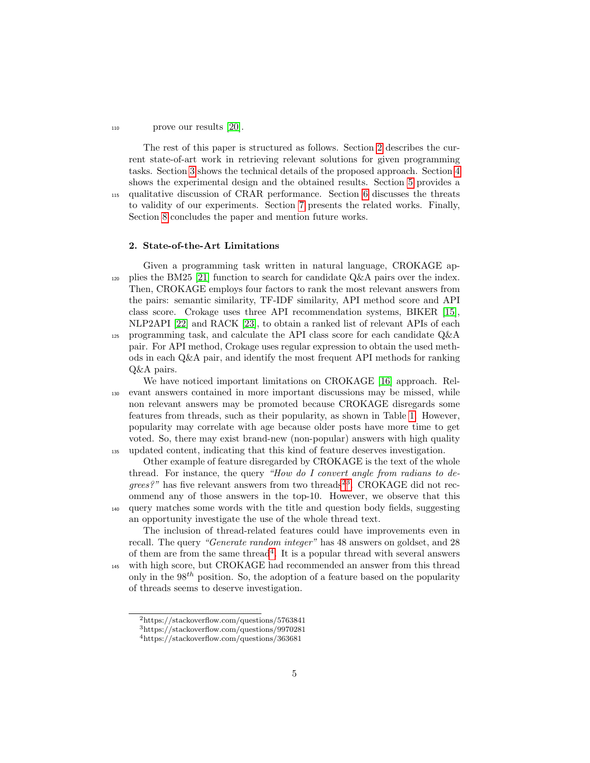prove our results [20].

The rest of this paper is structured as follows. Section 2 describes the current state-of-art work in retrieving relevant solutions for given programming tasks. Section 3 shows the technical details of the proposed approach. Section 4 shows the experimental design and the obtained results. Section 5 provides a qualitative discussion of CRAR performance. Section 6 discusses the threats to validity of our experiments. Section 7 presents the related works. Finally, Section 8 concludes the paper and mention future works.

## 2. State-of-the-Art Limitations

Given a programming task written in natural language, CROKAGE applies the BM25 [21] function to search for candidate Q&A pairs over the index. Then, CROKAGE employs four factors to rank the most relevant answers from the pairs: semantic similarity, TF-IDF similarity, API method score and API class score. Crokage uses three API recommendation systems, BIKER [15], NLP2API [22] and RACK [23], to obtain a ranked list of relevant APIs of each programming task, and calculate the API class score for each candidate Q&A pair. For API method, Crokage uses regular expression to obtain the used methods in each Q&A pair, and identify the most frequent API methods for ranking Q&A pairs.

We have noticed important limitations on CROKAGE [16] approach. Relevant answers contained in more important discussions may be missed, while non relevant answers may be promoted because CROKAGE disregards some features from threads, such as their popularity, as shown in Table 1. However, popularity may correlate with age because older posts have more time to get voted. So, there may exist brand-new (non-popular) answers with high quality updated content, indicating that this kind of feature deserves investigation.

Other example of feature disregarded by CROKAGE is the text of the whole thread. For instance, the query *"How do I convert angle from radians to degrees?"* has five relevant answers from two threads[2,3]. CROKAGE did not recommend any of those answers in the top-10. However, we observe that this query matches some words with the title and question body fields, suggesting an opportunity investigate the use of the whole thread text.

The inclusion of thread-related features could have improvements even in recall. The query *"Generate random integer"* has 48 answers on goldset, and 28 of them are from the same thread[4]. It is a popular thread with several answers with high score, but CROKAGE had recommended an answer from this thread only in the $98^{th}$ position. So, the adoption of a feature based on the popularity of threads seems to deserve investigation.

[2] https://stackoverflow.com/questions/5763841
[3] https://stackoverflow.com/questions/9970281
[4] https://stackoverflow.com/questions/363681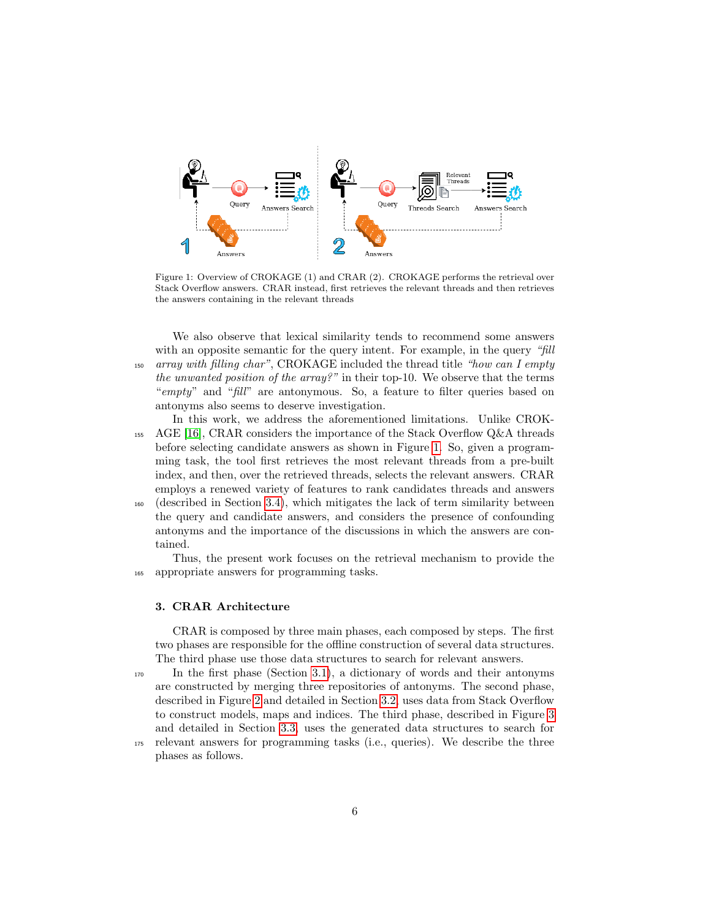Figure 1: Overview of CROKAGE (1) and CRAR (2). CROKAGE performs the retrieval over Stack Overflow answers. CRAR instead, first retrieves the relevant threads and then retrieves the answers containing in the relevant threads

We also observe that lexical similarity tends to recommend some answers with an opposite semantic for the query intent. For example, in the query *"fill array with filling char"*, CROKAGE included the thread title *"how can I empty the unwanted position of the array?"* in their top-10. We observe that the terms "*empty*" and "*fill*" are antonymous. So, a feature to filter queries based on antonyms also seems to deserve investigation.

In this work, we address the aforementioned limitations. Unlike CROKAGE [16], CRAR considers the importance of the Stack Overflow Q&A threads before selecting candidate answers as shown in Figure 1. So, given a programming task, the tool first retrieves the most relevant threads from a pre-built index, and then, over the retrieved threads, selects the relevant answers. CRAR employs a renewed variety of features to rank candidates threads and answers (described in Section 3.4), which mitigates the lack of term similarity between the query and candidate answers, and considers the presence of confounding antonyms and the importance of the discussions in which the answers are contained.

Thus, the present work focuses on the retrieval mechanism to provide the appropriate answers for programming tasks.

## 3. CRAR Architecture

CRAR is composed by three main phases, each composed by steps. The first two phases are responsible for the offline construction of several data structures. The third phase use those data structures to search for relevant answers.

In the first phase (Section 3.1), a dictionary of words and their antonyms are constructed by merging three repositories of antonyms. The second phase, described in Figure 2 and detailed in Section 3.2, uses data from Stack Overflow to construct models, maps and indices. The third phase, described in Figure 3 and detailed in Section 3.3, uses the generated data structures to search for relevant answers for programming tasks (i.e., queries). We describe the three phases as follows.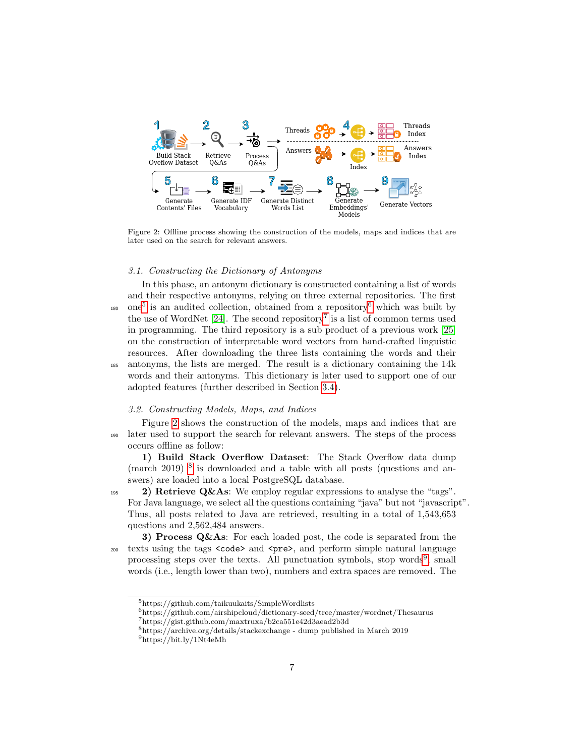Figure 2: Offline process showing the construction of the models, maps and indices that are later used on the search for relevant answers.

### 3.1. Constructing the Dictionary of Antonyms

In this phase, an antonym dictionary is constructed containing a list of words and their respective antonyms, relying on three external repositories. The first one[5] is an audited collection, obtained from a repository[6] which was built by the use of WordNet [24]. The second repository[7] is a list of common terms used in programming. The third repository is a sub product of a previous work [25] on the construction of interpretable word vectors from hand-crafted linguistic resources. After downloading the three lists containing the words and their antonyms, the lists are merged. The result is a dictionary containing the 14k words and their antonyms. This dictionary is later used to support one of our adopted features (further described in Section 3.4).

### 3.2. Constructing Models, Maps, and Indices

Figure 2 shows the construction of the models, maps and indices that are later used to support the search for relevant answers. The steps of the process occurs offline as follow:

**1) Build Stack Overflow Dataset**: The Stack Overflow data dump (march 2019) [8] is downloaded and a table with all posts (questions and answers) are loaded into a local PostgreSQL database.

**2) Retrieve Q&As**: We employ regular expressions to analyse the "tags". For Java language, we select all the questions containing "java" but not "javascript". Thus, all posts related to Java are retrieved, resulting in a total of 1,543,653 questions and 2,562,484 answers.

**3) Process Q&As**: For each loaded post, the code is separated from the texts using the tags `<code>` and `<pre>`, and perform simple natural language processing steps over the texts. All punctuation symbols, stop words[9], small words (i.e., length lower than two), numbers and extra spaces are removed. The

[5] https://github.com/taikuukaits/SimpleWordlists

[6] https://github.com/airshipcloud/dictionary-seed/tree/master/wordnet/Thesaurus

[7] https://gist.github.com/maxtruxa/b2ca551e42d3aead2b3d

[8] https://archive.org/details/stackexchange - dump published in March 2019

[9] https://bit.ly/1Nt4eMh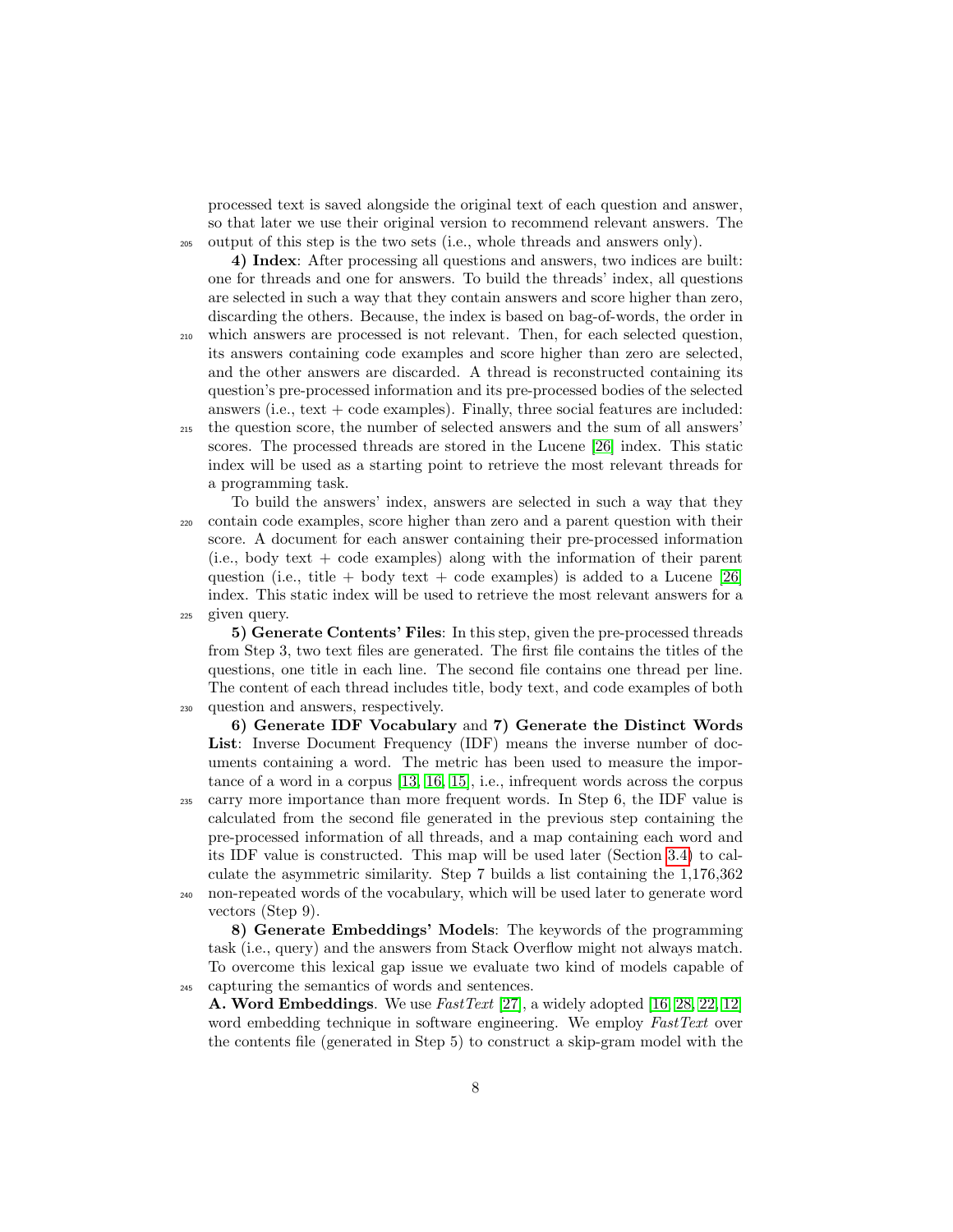processed text is saved alongside the original text of each question and answer, so that later we use their original version to recommend relevant answers. The output of this step is the two sets (i.e., whole threads and answers only).

**4) Index**: After processing all questions and answers, two indices are built: one for threads and one for answers. To build the threads' index, all questions are selected in such a way that they contain answers and score higher than zero, discarding the others. Because, the index is based on bag-of-words, the order in which answers are processed is not relevant. Then, for each selected question, its answers containing code examples and score higher than zero are selected, and the other answers are discarded. A thread is reconstructed containing its question's pre-processed information and its pre-processed bodies of the selected answers (i.e., text + code examples). Finally, three social features are included: the question score, the number of selected answers and the sum of all answers' scores. The processed threads are stored in the Lucene [26] index. This static index will be used as a starting point to retrieve the most relevant threads for a programming task.

To build the answers' index, answers are selected in such a way that they contain code examples, score higher than zero and a parent question with their score. A document for each answer containing their pre-processed information (i.e., body text + code examples) along with the information of their parent question (i.e., title + body text + code examples) is added to a Lucene [26] index. This static index will be used to retrieve the most relevant answers for a given query.

**5) Generate Contents' Files**: In this step, given the pre-processed threads from Step 3, two text files are generated. The first file contains the titles of the questions, one title in each line. The second file contains one thread per line. The content of each thread includes title, body text, and code examples of both question and answers, respectively.

**6) Generate IDF Vocabulary** and **7) Generate the Distinct Words List**: Inverse Document Frequency (IDF) means the inverse number of documents containing a word. The metric has been used to measure the importance of a word in a corpus [13, 16, 15], i.e., infrequent words across the corpus carry more importance than more frequent words. In Step 6, the IDF value is calculated from the second file generated in the previous step containing the pre-processed information of all threads, and a map containing each word and its IDF value is constructed. This map will be used later (Section 3.4) to calculate the asymmetric similarity. Step 7 builds a list containing the 1,176,362 non-repeated words of the vocabulary, which will be used later to generate word vectors (Step 9).

**8) Generate Embeddings' Models**: The keywords of the programming task (i.e., query) and the answers from Stack Overflow might not always match. To overcome this lexical gap issue we evaluate two kind of models capable of capturing the semantics of words and sentences.

**A. Word Embeddings**. We use *FastText* [27], a widely adopted [16, 28, 22, 12] word embedding technique in software engineering. We employ *FastText* over the contents file (generated in Step 5) to construct a skip-gram model with the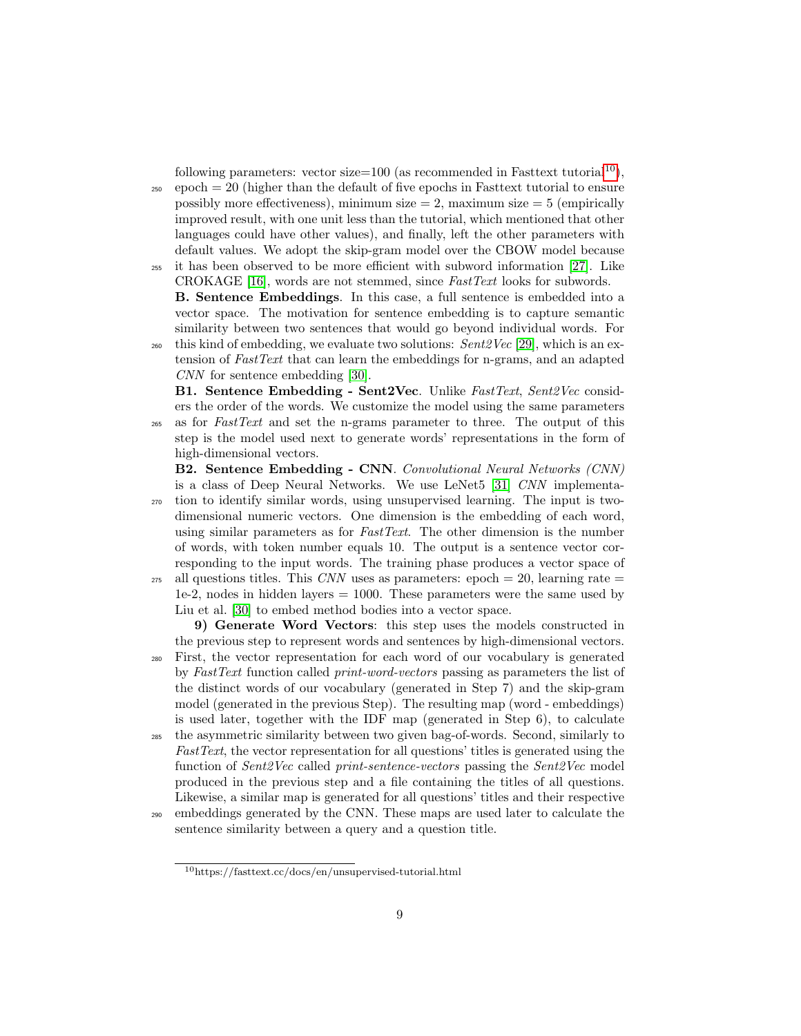following parameters: vector size=100 (as recommended in Fasttext tutorial[10]), epoch = 20 (higher than the default of five epochs in Fasttext tutorial to ensure possibly more effectiveness), minimum size = 2, maximum size = 5 (empirically improved result, with one unit less than the tutorial, which mentioned that other languages could have other values), and finally, left the other parameters with default values. We adopt the skip-gram model over the CBOW model because it has been observed to be more efficient with subword information [27]. Like CROKAGE [16], words are not stemmed, since *FastText* looks for subwords.

**B. Sentence Embeddings**. In this case, a full sentence is embedded into a vector space. The motivation for sentence embedding is to capture semantic similarity between two sentences that would go beyond individual words. For this kind of embedding, we evaluate two solutions: *Sent2Vec* [29], which is an extension of *FastText* that can learn the embeddings for n-grams, and an adapted *CNN* for sentence embedding [30].

**B1. Sentence Embedding - Sent2Vec**. Unlike *FastText*, *Sent2Vec* considers the order of the words. We customize the model using the same parameters as for *FastText* and set the n-grams parameter to three. The output of this step is the model used next to generate words' representations in the form of high-dimensional vectors.

**B2. Sentence Embedding - CNN**. *Convolutional Neural Networks (CNN)* is a class of Deep Neural Networks. We use LeNet5 [31] *CNN* implementation to identify similar words, using unsupervised learning. The input is two-dimensional numeric vectors. One dimension is the embedding of each word, using similar parameters as for *FastText*. The other dimension is the number of words, with token number equals 10. The output is a sentence vector corresponding to the input words. The training phase produces a vector space of all questions titles. This *CNN* uses as parameters: epoch = 20, learning rate = 1e-2, nodes in hidden layers = 1000. These parameters were the same used by Liu et al. [30] to embed method bodies into a vector space.

**9) Generate Word Vectors**: this step uses the models constructed in the previous step to represent words and sentences by high-dimensional vectors. First, the vector representation for each word of our vocabulary is generated by *FastText* function called *print-word-vectors* passing as parameters the list of the distinct words of our vocabulary (generated in Step 7) and the skip-gram model (generated in the previous Step). The resulting map (word - embeddings) is used later, together with the IDF map (generated in Step 6), to calculate the asymmetric similarity between two given bag-of-words. Second, similarly to *FastText*, the vector representation for all questions' titles is generated using the function of *Sent2Vec* called *print-sentence-vectors* passing the *Sent2Vec* model produced in the previous step and a file containing the titles of all questions. Likewise, a similar map is generated for all questions' titles and their respective embeddings generated by the CNN. These maps are used later to calculate the sentence similarity between a query and a question title.

[10] https://fasttext.cc/docs/en/unsupervised-tutorial.html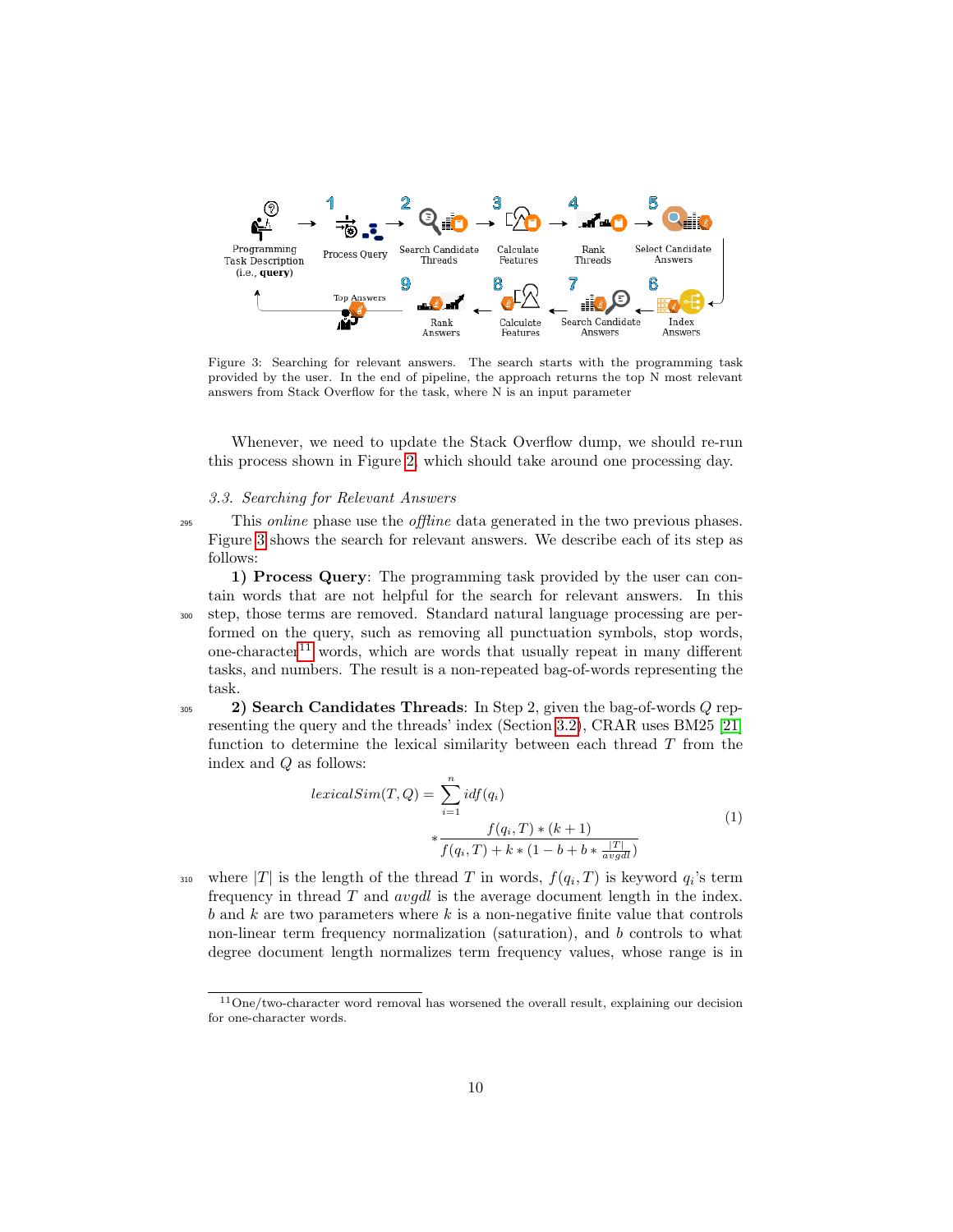Figure 3: Searching for relevant answers. The search starts with the programming task provided by the user. In the end of pipeline, the approach returns the top N most relevant answers from Stack Overflow for the task, where N is an input parameter

Whenever, we need to update the Stack Overflow dump, we should re-run this process shown in Figure 2, which should take around one processing day.

### 3.3. Searching for Relevant Answers

This *online* phase use the *offline* data generated in the two previous phases. Figure 3 shows the search for relevant answers. We describe each of its step as follows:

**1) Process Query**: The programming task provided by the user can contain words that are not helpful for the search for relevant answers. In this step, those terms are removed. Standard natural language processing are performed on the query, such as removing all punctuation symbols, stop words, one-character[11] words, which are words that usually repeat in many different tasks, and numbers. The result is a non-repeated bag-of-words representing the task.

**2) Search Candidates Threads**: In Step 2, given the bag-of-words $Q$ representing the query and the threads' index (Section 3.2), CRAR uses BM25 [21] function to determine the lexical similarity between each thread $T$ from the index and $Q$ as follows:

$$lexicalSim(T, Q) = \sum_{i=1}^{n} idf(q_i) * \frac{f(q_i, T) * (k + 1)}{f(q_i, T) + k * (1 - b + b * \frac{|T|}{avgdl})} \tag{1}$$

where $|T|$ is the length of the thread $T$ in words, $f(q_i, T)$ is keyword $q_i$'s term frequency in thread $T$ and $avgdl$ is the average document length in the index. $b$ and $k$ are two parameters where $k$ is a non-negative finite value that controls non-linear term frequency normalization (saturation), and $b$ controls to what degree document length normalizes term frequency values, whose range is in

[11] One/two-character word removal has worsened the overall result, explaining our decision for one-character words.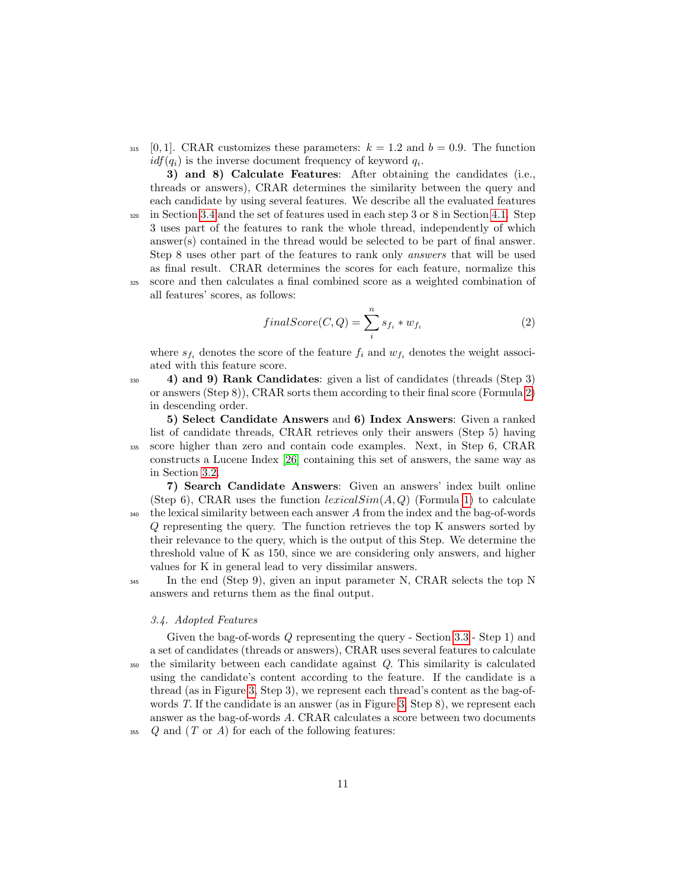[0, 1]. CRAR customizes these parameters: $k = 1.2$ and $b = 0.9$. The function $idf(q_i)$ is the inverse document frequency of keyword $q_i$.

**3) and 8) Calculate Features**: After obtaining the candidates (i.e., threads or answers), CRAR determines the similarity between the query and each candidate by using several features. We describe all the evaluated features in Section 3.4 and the set of features used in each step 3 or 8 in Section 4.1. Step 3 uses part of the features to rank the whole thread, independently of which answer(s) contained in the thread would be selected to be part of final answer. Step 8 uses other part of the features to rank only *answers* that will be used as final result. CRAR determines the scores for each feature, normalize this score and then calculates a final combined score as a weighted combination of all features' scores, as follows:

$$finalScore(C, Q) = \sum_{i}^{n} s_{f_i} * w_{f_i} \quad (2)$$

where $s_{f_i}$ denotes the score of the feature $f_i$ and $w_{f_i}$ denotes the weight associated with this feature score.

**4) and 9) Rank Candidates**: given a list of candidates (threads (Step 3) or answers (Step 8)), CRAR sorts them according to their final score (Formula 2) in descending order.

**5) Select Candidate Answers** and **6) Index Answers**: Given a ranked list of candidate threads, CRAR retrieves only their answers (Step 5) having score higher than zero and contain code examples. Next, in Step 6, CRAR constructs a Lucene Index [26] containing this set of answers, the same way as in Section 3.2.

**7) Search Candidate Answers**: Given an answers' index built online (Step 6), CRAR uses the function $lexicalSim(A, Q)$ (Formula 1) to calculate the lexical similarity between each answer $A$ from the index and the bag-of-words $Q$ representing the query. The function retrieves the top K answers sorted by their relevance to the query, which is the output of this Step. We determine the threshold value of K as 150, since we are considering only answers, and higher values for K in general lead to very dissimilar answers.

In the end (Step 9), given an input parameter N, CRAR selects the top N answers and returns them as the final output.

### *3.4. Adopted Features*

Given the bag-of-words $Q$ representing the query - Section 3.3 - Step 1) and a set of candidates (threads or answers), CRAR uses several features to calculate the similarity between each candidate against $Q$. This similarity is calculated using the candidate's content according to the feature. If the candidate is a thread (as in Figure 3, Step 3), we represent each thread's content as the bag-of-words $T$. If the candidate is an answer (as in Figure 3, Step 8), we represent each answer as the bag-of-words $A$. CRAR calculates a score between two documents $Q$ and ($T$ or $A$) for each of the following features: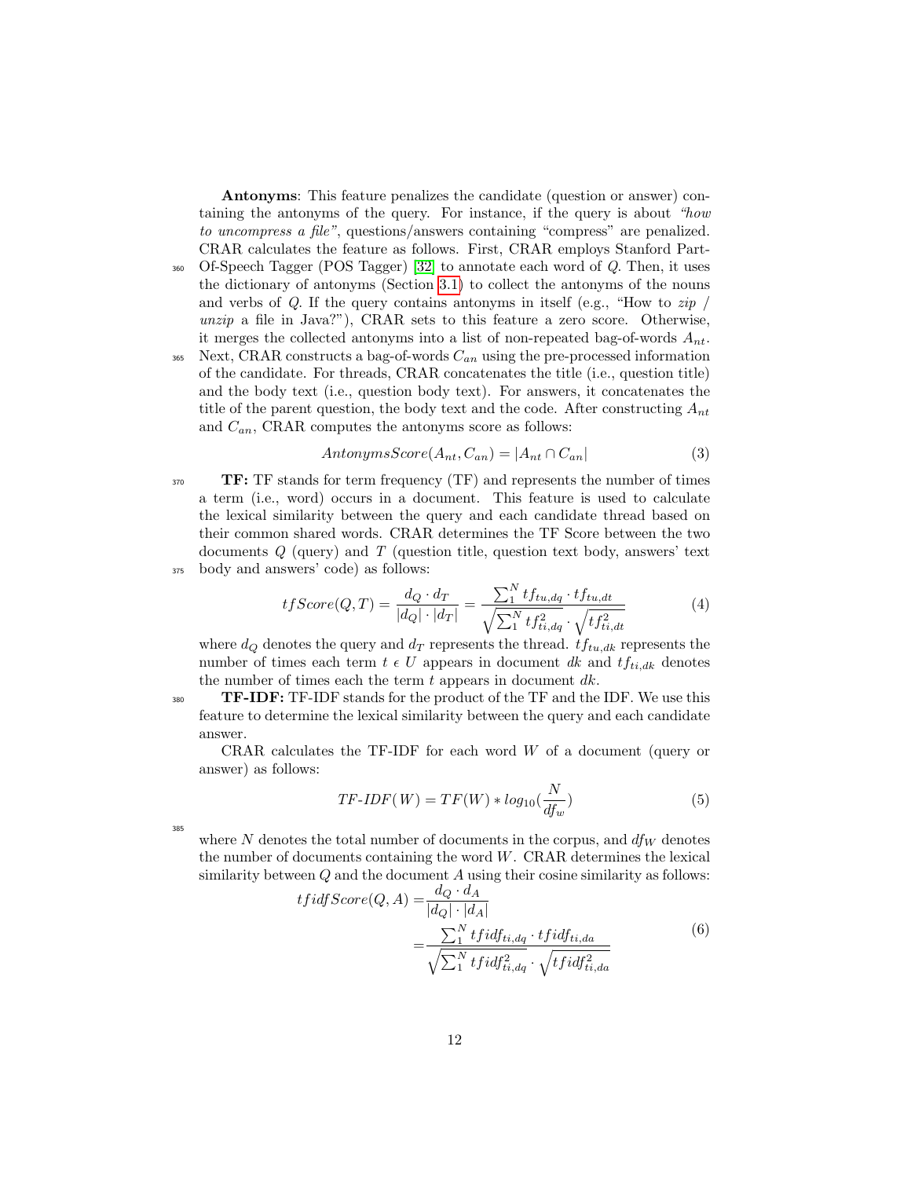**Antonyms**: This feature penalizes the candidate (question or answer) containing the antonyms of the query. For instance, if the query is about *"how to uncompress a file"*, questions/answers containing "compress" are penalized. CRAR calculates the feature as follows. First, CRAR employs Stanford Part-Of-Speech Tagger (POS Tagger) [32] to annotate each word of $Q$. Then, it uses the dictionary of antonyms (Section 3.1) to collect the antonyms of the nouns and verbs of $Q$. If the query contains antonyms in itself (e.g., "How to *zip* / *unzip* a file in Java?"), CRAR sets to this feature a zero score. Otherwise, it merges the collected antonyms into a list of non-repeated bag-of-words $A_{nt}$. Next, CRAR constructs a bag-of-words $C_{an}$ using the pre-processed information of the candidate. For threads, CRAR concatenates the title (i.e., question title) and the body text (i.e., question body text). For answers, it concatenates the title of the parent question, the body text and the code. After constructing $A_{nt}$ and $C_{an}$, CRAR computes the antonyms score as follows:

$$AntonymsScore(A_{nt}, C_{an}) = |A_{nt} \cap C_{an}| \tag{3}$$

**TF:** TF stands for term frequency (TF) and represents the number of times a term (i.e., word) occurs in a document. This feature is used to calculate the lexical similarity between the query and each candidate thread based on their common shared words. CRAR determines the TF Score between the two documents $Q$ (query) and $T$ (question title, question text body, answers' text body and answers' code) as follows:

$$tfScore(Q,T) = \frac{d_Q \cdot d_T}{|d_Q| \cdot |d_T|} = \frac{\sum_1^N tf_{tu,dq} \cdot tf_{tu,dt}}{\sqrt{\sum_1^N tf_{ti,dq}^2} \cdot \sqrt{tf_{ti,dt}^2}} \tag{4}$$

where $d_Q$ denotes the query and $d_T$ represents the thread. $tf_{tu,dk}$ represents the number of times each term $t \in U$ appears in document $dk$ and $tf_{ti,dk}$ denotes the number of times each the term $t$ appears in document $dk$.

**TF-IDF:** TF-IDF stands for the product of the TF and the IDF. We use this feature to determine the lexical similarity between the query and each candidate answer.

CRAR calculates the TF-IDF for each word $W$ of a document (query or answer) as follows:

$$TF\text{-}IDF(W) = TF(W) * log_{10}(\frac{N}{df_w}) \tag{5}$$

where $N$ denotes the total number of documents in the corpus, and $df_W$ denotes the number of documents containing the word $W$. CRAR determines the lexical similarity between $Q$ and the document $A$ using their cosine similarity as follows:

$$\begin{aligned} tfidfScore(Q,A) =& \frac{d_Q \cdot d_A}{|d_Q| \cdot |d_A|} \\ =& \frac{\sum_1^N tfidf_{ti,dq} \cdot tfidf_{ti,da}}{\sqrt{\sum_1^N tfidf_{ti,dq}^2} \cdot \sqrt{tfidf_{ti,da}^2}} \end{aligned} \tag{6}$$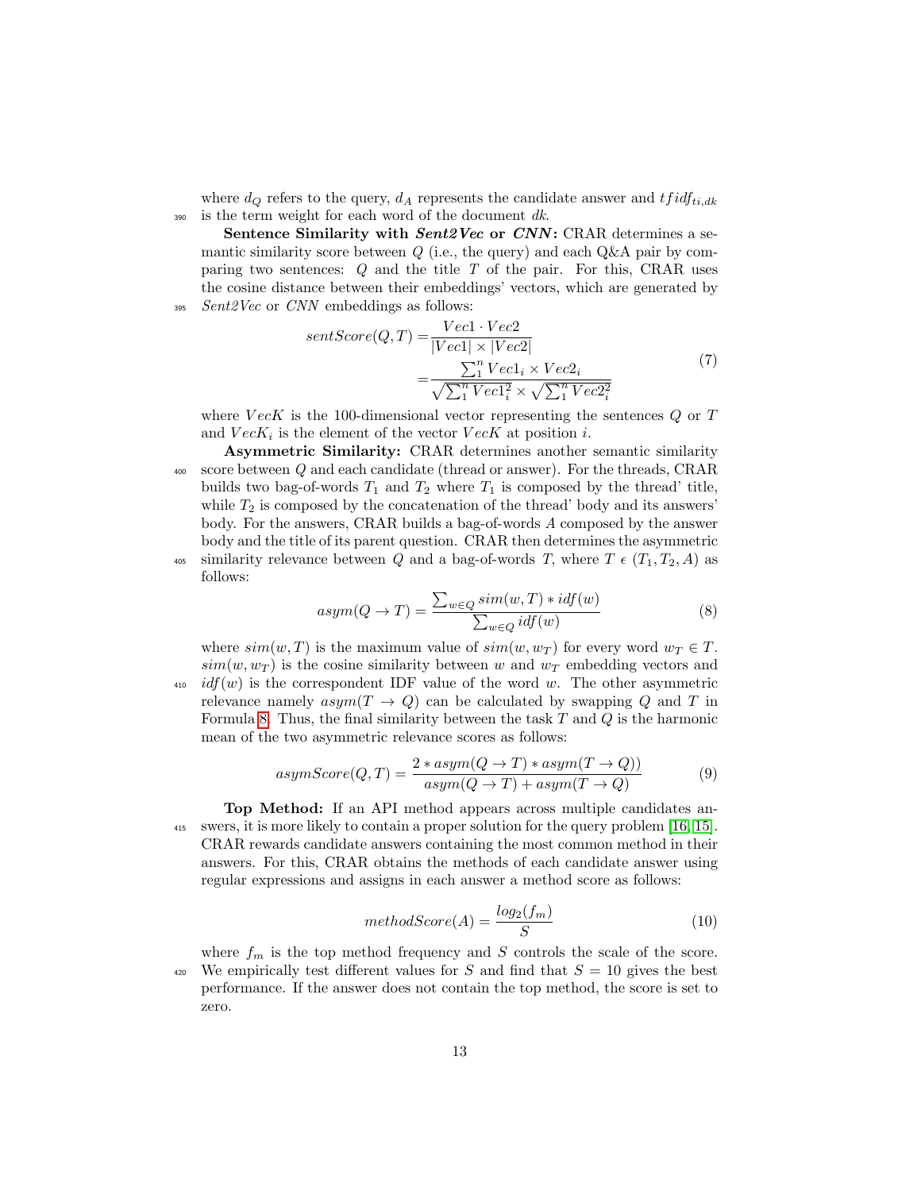where $d_Q$ refers to the query, $d_A$ represents the candidate answer and $tfidf_{ti,dk}$ is the term weight for each word of the document $dk$.

**Sentence Similarity with *Sent2Vec* or *CNN*:** CRAR determines a semantic similarity score between $Q$ (i.e., the query) and each Q&A pair by comparing two sentences: $Q$ and the title $T$ of the pair. For this, CRAR uses the cosine distance between their embeddings' vectors, which are generated by *Sent2Vec* or *CNN* embeddings as follows:

$$
\begin{aligned}
sentScore(Q,T) =& \frac{Vec1 \cdot Vec2}{|Vec1| \times |Vec2|} \\
=& \frac{\sum_1^n Vec1_i \times Vec2_i}{\sqrt{\sum_1^n Vec1_i^2} \times \sqrt{\sum_1^n Vec2_i^2}}
\end{aligned}
\tag{7}
$$

where $VecK$ is the 100-dimensional vector representing the sentences $Q$ or $T$ and $VecK_i$ is the element of the vector $VecK$ at position $i$.

**Asymmetric Similarity:** CRAR determines another semantic similarity score between $Q$ and each candidate (thread or answer). For the threads, CRAR builds two bag-of-words $T_1$ and $T_2$ where $T_1$ is composed by the thread' title, while $T_2$ is composed by the concatenation of the thread' body and its answers' body. For the answers, CRAR builds a bag-of-words $A$ composed by the answer body and the title of its parent question. CRAR then determines the asymmetric similarity relevance between $Q$ and a bag-of-words $T$, where $T \in (T_1, T_2, A)$ as follows:

$$
asym(Q \rightarrow T) = \frac{\sum_{w \in Q} sim(w,T) * idf(w)}{\sum_{w \in Q} idf(w)} \tag{8}
$$

where $sim(w,T)$ is the maximum value of $sim(w, w_T)$ for every word $w_T \in T$. $sim(w, w_T)$ is the cosine similarity between $w$ and $w_T$ embedding vectors and $idf(w)$ is the correspondent IDF value of the word $w$. The other asymmetric relevance namely $asym(T \rightarrow Q)$ can be calculated by swapping $Q$ and $T$ in Formula 8. Thus, the final similarity between the task $T$ and $Q$ is the harmonic mean of the two asymmetric relevance scores as follows:

$$
asymScore(Q,T) = \frac{2 * asym(Q \rightarrow T) * asym(T \rightarrow Q))}{asym(Q \rightarrow T) + asym(T \rightarrow Q)} \tag{9}
$$

**Top Method:** If an API method appears across multiple candidates answers, it is more likely to contain a proper solution for the query problem [16, 15]. CRAR rewards candidate answers containing the most common method in their answers. For this, CRAR obtains the methods of each candidate answer using regular expressions and assigns in each answer a method score as follows:

$$
methodScore(A) = \frac{log_2(f_m)}{S} \tag{10}
$$

where $f_m$ is the top method frequency and $S$ controls the scale of the score. We empirically test different values for $S$ and find that $S = 10$ gives the best performance. If the answer does not contain the top method, the score is set to zero.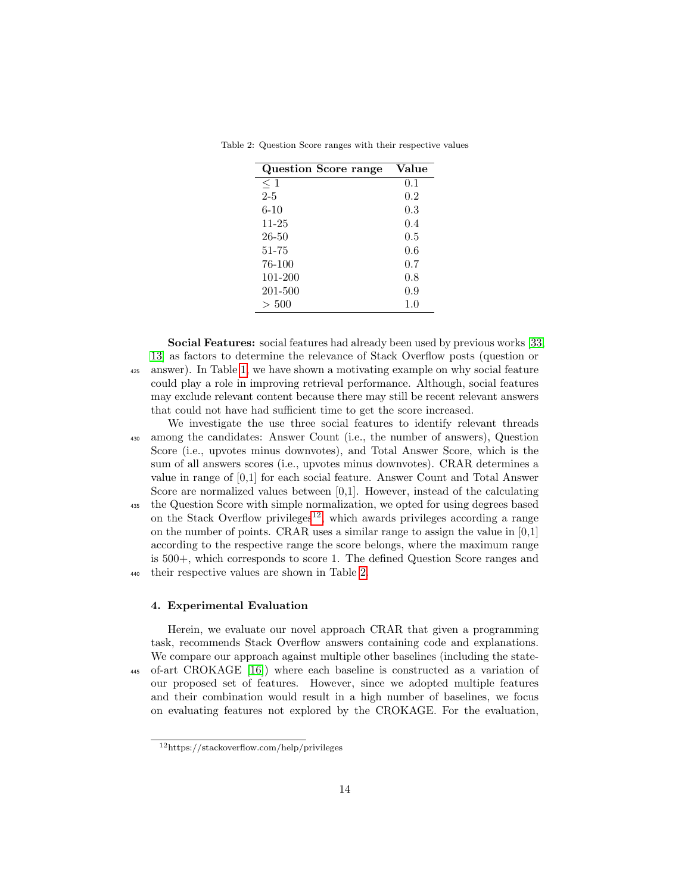Table 2: Question Score ranges with their respective values

| Question Score range | Value |
|---|---|
| $\leq 1$ | 0.1 |
| 2-5 | 0.2 |
| 6-10 | 0.3 |
| 11-25 | 0.4 |
| 26-50 | 0.5 |
| 51-75 | 0.6 |
| 76-100 | 0.7 |
| 101-200 | 0.8 |
| 201-500 | 0.9 |
| $> 500$ | 1.0 |

**Social Features:** social features had already been used by previous works [33, 13] as factors to determine the relevance of Stack Overflow posts (question or answer). In Table 1, we have shown a motivating example on why social feature could play a role in improving retrieval performance. Although, social features may exclude relevant content because there may still be recent relevant answers that could not have had sufficient time to get the score increased.

We investigate the use three social features to identify relevant threads among the candidates: Answer Count (i.e., the number of answers), Question Score (i.e., upvotes minus downvotes), and Total Answer Score, which is the sum of all answers scores (i.e., upvotes minus downvotes). CRAR determines a value in range of [0,1] for each social feature. Answer Count and Total Answer Score are normalized values between [0,1]. However, instead of the calculating the Question Score with simple normalization, we opted for using degrees based on the Stack Overflow privileges[12], which awards privileges according a range on the number of points. CRAR uses a similar range to assign the value in [0,1] according to the respective range the score belongs, where the maximum range is 500+, which corresponds to score 1. The defined Question Score ranges and their respective values are shown in Table 2.

## 4. Experimental Evaluation

Herein, we evaluate our novel approach CRAR that given a programming task, recommends Stack Overflow answers containing code and explanations. We compare our approach against multiple other baselines (including the state-of-art CROKAGE [16]) where each baseline is constructed as a variation of our proposed set of features. However, since we adopted multiple features and their combination would result in a high number of baselines, we focus on evaluating features not explored by the CROKAGE. For the evaluation,

[12] https://stackoverflow.com/help/privileges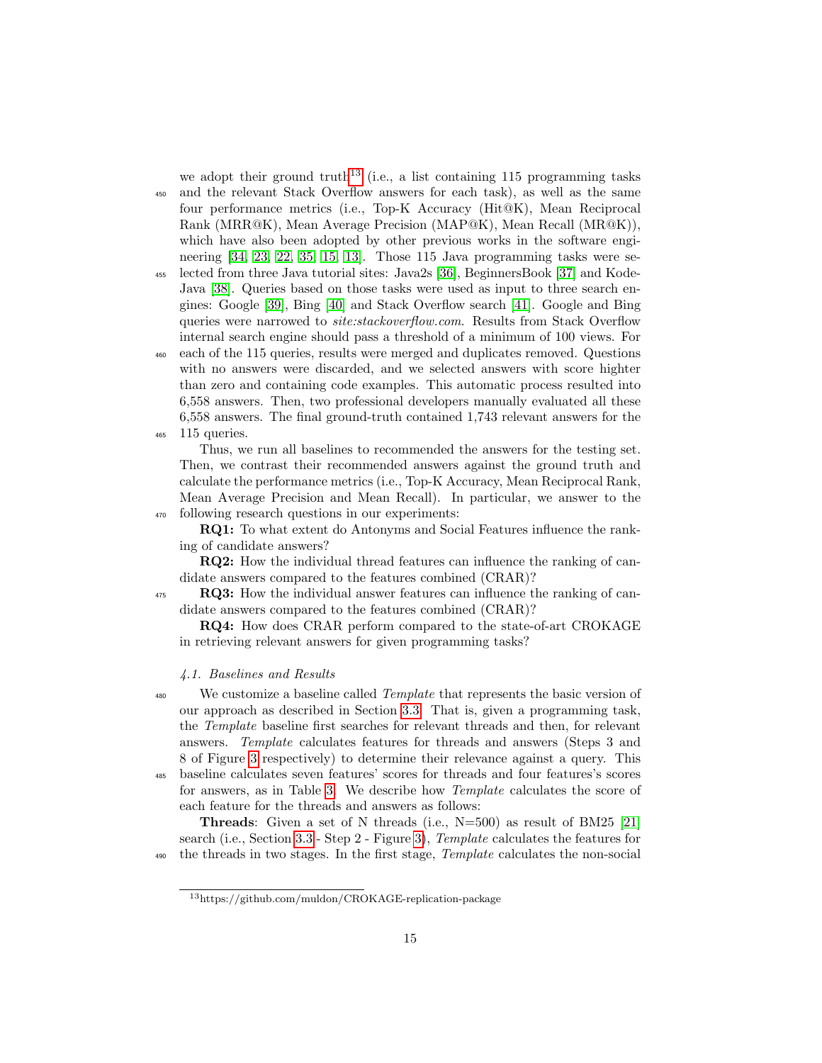we adopt their ground truth[13] (i.e., a list containing 115 programming tasks and the relevant Stack Overflow answers for each task), as well as the same four performance metrics (i.e., Top-K Accuracy (Hit@K), Mean Reciprocal Rank (MRR@K), Mean Average Precision (MAP@K), Mean Recall (MR@K)), which have also been adopted by other previous works in the software engineering [34, 23, 22, 35, 15, 13]. Those 115 Java programming tasks were selected from three Java tutorial sites: Java2s [36], BeginnersBook [37] and Kode-Java [38]. Queries based on those tasks were used as input to three search engines: Google [39], Bing [40] and Stack Overflow search [41]. Google and Bing queries were narrowed to *site:stackoverflow.com*. Results from Stack Overflow internal search engine should pass a threshold of a minimum of 100 views. For each of the 115 queries, results were merged and duplicates removed. Questions with no answers were discarded, and we selected answers with score highter than zero and containing code examples. This automatic process resulted into 6,558 answers. Then, two professional developers manually evaluated all these 6,558 answers. The final ground-truth contained 1,743 relevant answers for the 115 queries.

Thus, we run all baselines to recommended the answers for the testing set. Then, we contrast their recommended answers against the ground truth and calculate the performance metrics (i.e., Top-K Accuracy, Mean Reciprocal Rank, Mean Average Precision and Mean Recall). In particular, we answer to the following research questions in our experiments:

**RQ1:** To what extent do Antonyms and Social Features influence the ranking of candidate answers?

**RQ2:** How the individual thread features can influence the ranking of candidate answers compared to the features combined (CRAR)?

**RQ3:** How the individual answer features can influence the ranking of candidate answers compared to the features combined (CRAR)?

**RQ4:** How does CRAR perform compared to the state-of-art CROKAGE in retrieving relevant answers for given programming tasks?

### *4.1. Baselines and Results*

We customize a baseline called *Template* that represents the basic version of our approach as described in Section 3.3. That is, given a programming task, the *Template* baseline first searches for relevant threads and then, for relevant answers. *Template* calculates features for threads and answers (Steps 3 and 8 of Figure 3 respectively) to determine their relevance against a query. This baseline calculates seven features' scores for threads and four features's scores for answers, as in Table 3. We describe how *Template* calculates the score of each feature for the threads and answers as follows:

**Threads**: Given a set of N threads (i.e., N=500) as result of BM25 [21] search (i.e., Section 3.3 - Step 2 - Figure 3), *Template* calculates the features for the threads in two stages. In the first stage, *Template* calculates the non-social

[13] https://github.com/muldon/CROKAGE-replication-package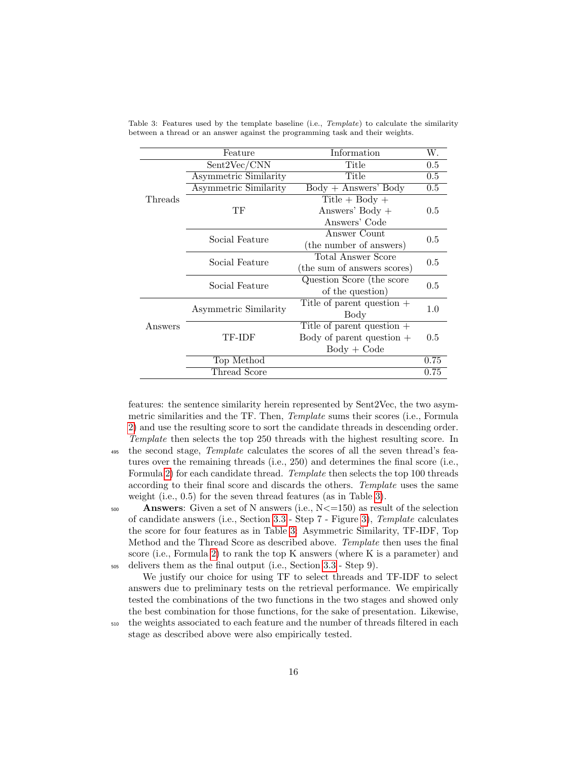Table 3: Features used by the template baseline (i.e., *Template*) to calculate the similarity between a thread or an answer against the programming task and their weights.

| | Feature | Information | W. |
|---|---|---|---|
| Threads | Sent2Vec/CNN | Title | 0.5 |
| | Asymmetric Similarity | Title | 0.5 |
| | Asymmetric Similarity | Body + Answers' Body | 0.5 |
| | TF | Title + Body + Answers' Body + Answers' Code | 0.5 |
| | Social Feature | Answer Count (the number of answers) | 0.5 |
| | Social Feature | Total Answer Score (the sum of answers scores) | 0.5 |
| | Social Feature | Question Score (the score of the question) | 0.5 |
| Answers | Asymmetric Similarity | Title of parent question + Body | 1.0 |
| | TF-IDF | Title of parent question + Body of parent question + Body + Code | 0.5 |
| | Top Method | | 0.75 |
| | Thread Score | | 0.75 |

features: the sentence similarity herein represented by Sent2Vec, the two asymmetric similarities and the TF. Then, *Template* sums their scores (i.e., Formula 2) and use the resulting score to sort the candidate threads in descending order. *Template* then selects the top 250 threads with the highest resulting score. In the second stage, *Template* calculates the scores of all the seven thread's features over the remaining threads (i.e., 250) and determines the final score (i.e., Formula 2) for each candidate thread. *Template* then selects the top 100 threads according to their final score and discards the others. *Template* uses the same weight (i.e., 0.5) for the seven thread features (as in Table 3).

**Answers**: Given a set of N answers (i.e., N<=150) as result of the selection of candidate answers (i.e., Section 3.3 - Step 7 - Figure 3), *Template* calculates the score for four features as in Table 3: Asymmetric Similarity, TF-IDF, Top Method and the Thread Score as described above. *Template* then uses the final score (i.e., Formula 2) to rank the top K answers (where K is a parameter) and delivers them as the final output (i.e., Section 3.3 - Step 9).

We justify our choice for using TF to select threads and TF-IDF to select answers due to preliminary tests on the retrieval performance. We empirically tested the combinations of the two functions in the two stages and showed only the best combination for those functions, for the sake of presentation. Likewise, the weights associated to each feature and the number of threads filtered in each stage as described above were also empirically tested.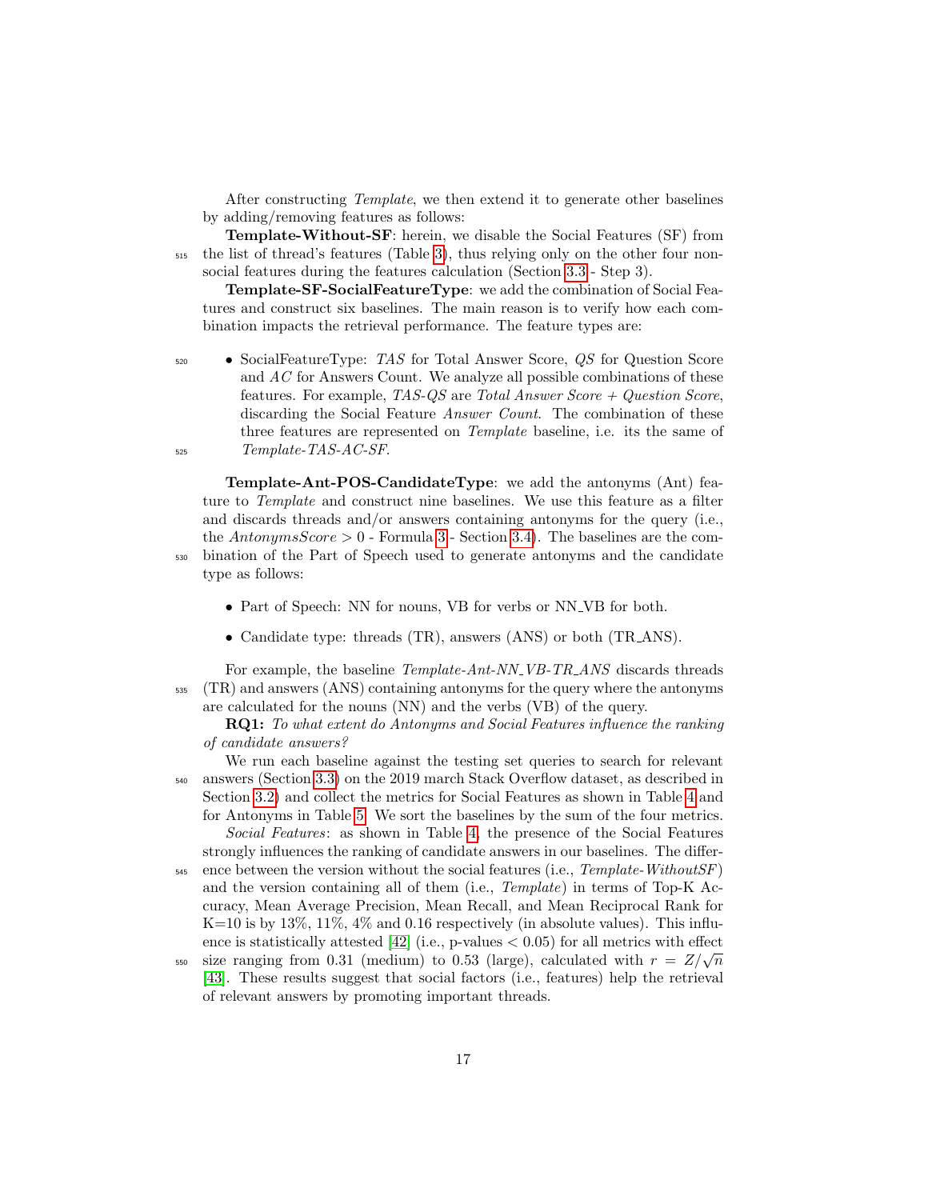After constructing *Template*, we then extend it to generate other baselines by adding/removing features as follows:

**Template-Without-SF**: herein, we disable the Social Features (SF) from the list of thread's features (Table 3), thus relying only on the other four non-social features during the features calculation (Section 3.3 - Step 3).

**Template-SF-SocialFeatureType**: we add the combination of Social Features and construct six baselines. The main reason is to verify how each combination impacts the retrieval performance. The feature types are:

- SocialFeatureType: *TAS* for Total Answer Score, *QS* for Question Score and *AC* for Answers Count. We analyze all possible combinations of these features. For example, *TAS-QS* are *Total Answer Score + Question Score*, discarding the Social Feature *Answer Count*. The combination of these three features are represented on *Template* baseline, i.e. its the same of *Template-TAS-AC-SF*.

**Template-Ant-POS-CandidateType**: we add the antonyms (Ant) feature to *Template* and construct nine baselines. We use this feature as a filter and discards threads and/or answers containing antonyms for the query (i.e., the $AntonymsScore > 0$ - Formula 3 - Section 3.4). The baselines are the combination of the Part of Speech used to generate antonyms and the candidate type as follows:

- Part of Speech: NN for nouns, VB for verbs or NN_VB for both.
- Candidate type: threads (TR), answers (ANS) or both (TR_ANS).

For example, the baseline *Template-Ant-NN_VB-TR_ANS* discards threads (TR) and answers (ANS) containing antonyms for the query where the antonyms are calculated for the nouns (NN) and the verbs (VB) of the query.

**RQ1:** *To what extent do Antonyms and Social Features influence the ranking of candidate answers?*

We run each baseline against the testing set queries to search for relevant answers (Section 3.3) on the 2019 march Stack Overflow dataset, as described in Section 3.2) and collect the metrics for Social Features as shown in Table 4 and for Antonyms in Table 5. We sort the baselines by the sum of the four metrics.

*Social Features*: as shown in Table 4, the presence of the Social Features strongly influences the ranking of candidate answers in our baselines. The difference between the version without the social features (i.e., *Template-WithoutSF*) and the version containing all of them (i.e., *Template*) in terms of Top-K Accuracy, Mean Average Precision, Mean Recall, and Mean Reciprocal Rank for K=10 is by 13%, 11%, 4% and 0.16 respectively (in absolute values). This influence is statistically attested [42] (i.e., p-values $< 0.05$) for all metrics with effect size ranging from 0.31 (medium) to 0.53 (large), calculated with $r = Z/\sqrt{n}$ [43]. These results suggest that social factors (i.e., features) help the retrieval of relevant answers by promoting important threads.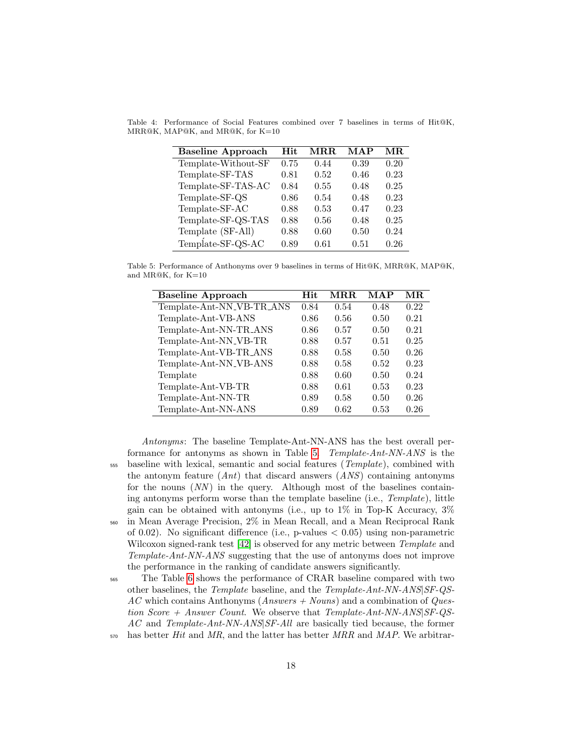Table 4: Performance of Social Features combined over 7 baselines in terms of Hit@K, MRR@K, MAP@K, and MR@K, for K=10

| Baseline Approach | Hit | MRR | MAP | MR |
|---|---|---|---|---|
| Template-Without-SF | 0.75 | 0.44 | 0.39 | 0.20 |
| Template-SF-TAS | 0.81 | 0.52 | 0.46 | 0.23 |
| Template-SF-TAS-AC | 0.84 | 0.55 | 0.48 | 0.25 |
| Template-SF-QS | 0.86 | 0.54 | 0.48 | 0.23 |
| Template-SF-AC | 0.88 | 0.53 | 0.47 | 0.23 |
| Template-SF-QS-TAS | 0.88 | 0.56 | 0.48 | 0.25 |
| Template (SF-All) | 0.88 | 0.60 | 0.50 | 0.24 |
| Template-SF-QS-AC | 0.89 | 0.61 | 0.51 | 0.26 |

Table 5: Performance of Anthonyms over 9 baselines in terms of Hit@K, MRR@K, MAP@K, and MR@K, for K=10

| Baseline Approach | Hit | MRR | MAP | MR |
|---|---|---|---|---|
| Template-Ant-NN_VB-TR_ANS | 0.84 | 0.54 | 0.48 | 0.22 |
| Template-Ant-VB-ANS | 0.86 | 0.56 | 0.50 | 0.21 |
| Template-Ant-NN-TR_ANS | 0.86 | 0.57 | 0.50 | 0.21 |
| Template-Ant-NN_VB-TR | 0.88 | 0.57 | 0.51 | 0.25 |
| Template-Ant-VB-TR_ANS | 0.88 | 0.58 | 0.50 | 0.26 |
| Template-Ant-NN_VB-ANS | 0.88 | 0.58 | 0.52 | 0.23 |
| Template | 0.88 | 0.60 | 0.50 | 0.24 |
| Template-Ant-VB-TR | 0.88 | 0.61 | 0.53 | 0.23 |
| Template-Ant-NN-TR | 0.89 | 0.58 | 0.50 | 0.26 |
| Template-Ant-NN-ANS | 0.89 | 0.62 | 0.53 | 0.26 |

*Antonyms*: The baseline Template-Ant-NN-ANS has the best overall performance for antonyms as shown in Table 5. *Template-Ant-NN-ANS* is the baseline with lexical, semantic and social features (*Template*), combined with the antonym feature (*Ant*) that discard answers (*ANS*) containing antonyms for the nouns (*NN*) in the query. Although most of the baselines containing antonyms perform worse than the template baseline (i.e., *Template*), little gain can be obtained with antonyms (i.e., up to 1% in Top-K Accuracy, 3% in Mean Average Precision, 2% in Mean Recall, and a Mean Reciprocal Rank of 0.02). No significant difference (i.e., p-values $< 0.05$) using non-parametric Wilcoxon signed-rank test [42] is observed for any metric between *Template* and *Template-Ant-NN-ANS* suggesting that the use of antonyms does not improve the performance in the ranking of candidate answers significantly.

The Table 6 shows the performance of CRAR baseline compared with two other baselines, the *Template* baseline, and the *Template-Ant-NN-ANS|SF-QS-AC* which contains Anthonyms (*Answers + Nouns*) and a combination of *Question Score + Answer Count*. We observe that *Template-Ant-NN-ANS|SF-QS-AC* and *Template-Ant-NN-ANS|SF-All* are basically tied because, the former has better *Hit* and *MR*, and the latter has better *MRR* and *MAP*. We arbitrar-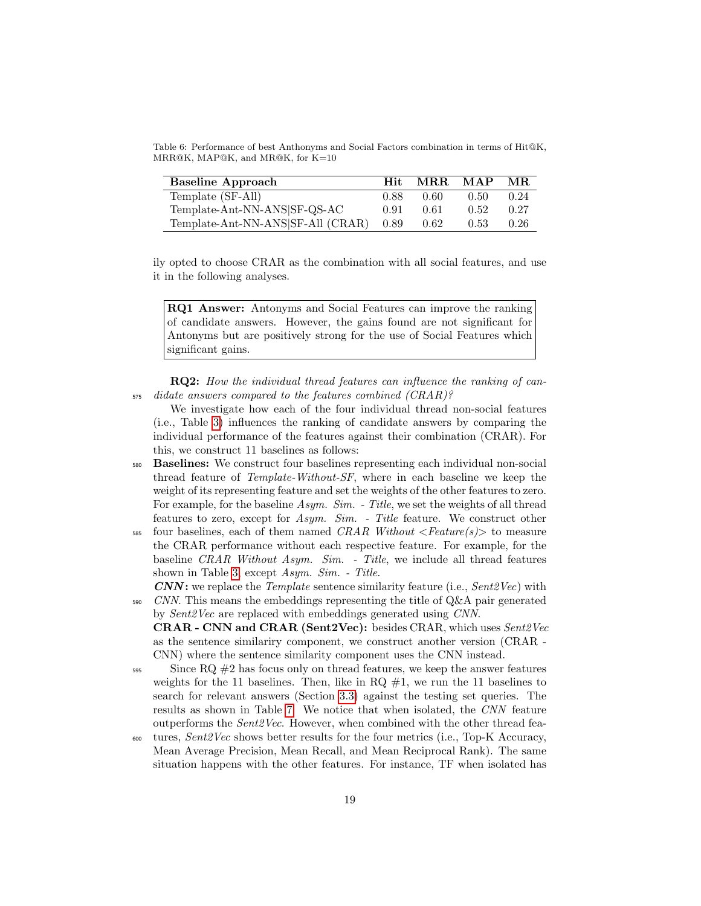Table 6: Performance of best Anthonyms and Social Factors combination in terms of Hit@K, MRR@K, MAP@K, and MR@K, for K=10

| Baseline Approach | Hit | MRR | MAP | MR |
|---|---|---|---|---|
| Template (SF-All) | 0.88 | 0.60 | 0.50 | 0.24 |
| Template-Ant-NN-ANS\|SF-QS-AC | 0.91 | 0.61 | 0.52 | 0.27 |
| Template-Ant-NN-ANS\|SF-All (CRAR) | 0.89 | 0.62 | 0.53 | 0.26 |

ily opted to choose CRAR as the combination with all social features, and use it in the following analyses.

> **RQ1 Answer:** Antonyms and Social Features can improve the ranking of candidate answers. However, the gains found are not significant for Antonyms but are positively strong for the use of Social Features which significant gains.

**RQ2:** *How the individual thread features can influence the ranking of candidate answers compared to the features combined (CRAR)?*

We investigate how each of the four individual thread non-social features (i.e., Table 3) influences the ranking of candidate answers by comparing the individual performance of the features against their combination (CRAR). For this, we construct 11 baselines as follows:

**Baselines:** We construct four baselines representing each individual non-social thread feature of *Template-Without-SF*, where in each baseline we keep the weight of its representing feature and set the weights of the other features to zero. For example, for the baseline *Asym. Sim. - Title*, we set the weights of all thread features to zero, except for *Asym. Sim. - Title* feature. We construct other four baselines, each of them named *CRAR Without <Feature(s)>* to measure the CRAR performance without each respective feature. For example, for the baseline *CRAR Without Asym. Sim. - Title*, we include all thread features shown in Table 3, except *Asym. Sim. - Title*.

***CNN*:** we replace the *Template* sentence similarity feature (i.e., *Sent2Vec*) with *CNN*. This means the embeddings representing the title of Q&A pair generated by *Sent2Vec* are replaced with embeddings generated using *CNN*.

**CRAR - CNN and CRAR (Sent2Vec):** besides CRAR, which uses *Sent2Vec* as the sentence similariry component, we construct another version (CRAR - CNN) where the sentence similarity component uses the CNN instead.

Since RQ #2 has focus only on thread features, we keep the answer features weights for the 11 baselines. Then, like in RQ #1, we run the 11 baselines to search for relevant answers (Section 3.3) against the testing set queries. The results as shown in Table 7. We notice that when isolated, the *CNN* feature outperforms the *Sent2Vec*. However, when combined with the other thread features, *Sent2Vec* shows better results for the four metrics (i.e., Top-K Accuracy, Mean Average Precision, Mean Recall, and Mean Reciprocal Rank). The same situation happens with the other features. For instance, TF when isolated has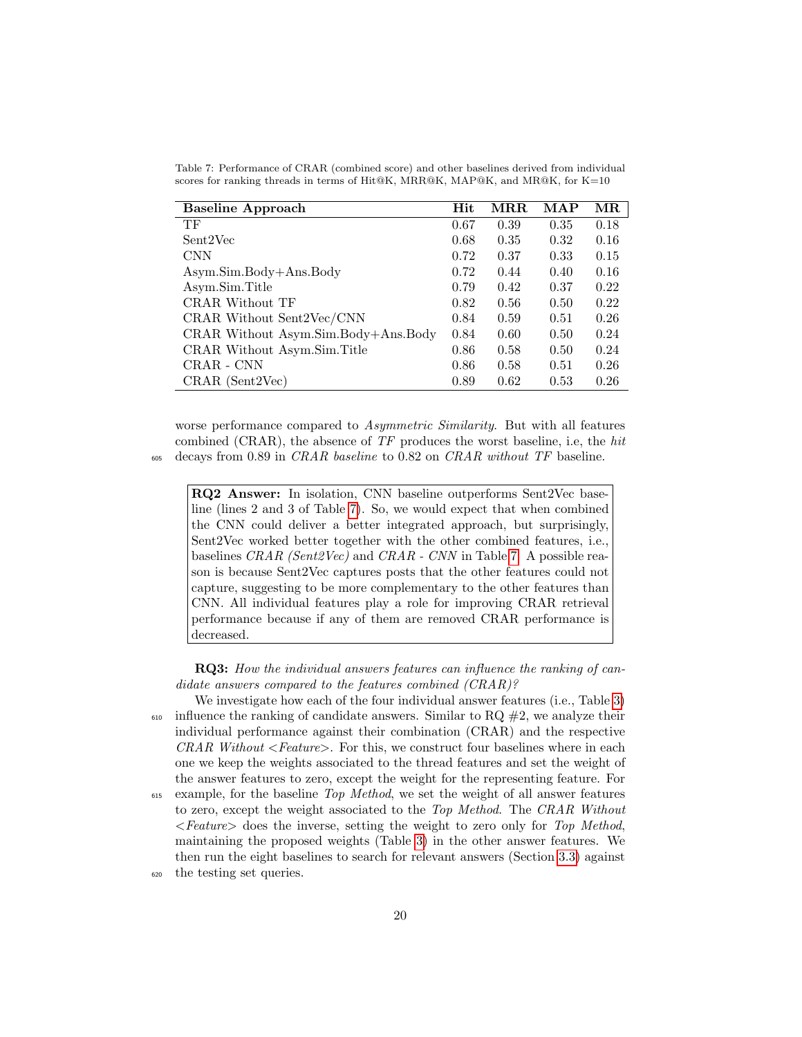Table 7: Performance of CRAR (combined score) and other baselines derived from individual scores for ranking threads in terms of Hit@K, MRR@K, MAP@K, and MR@K, for K=10

| **Baseline Approach** | **Hit** | **MRR** | **MAP** | **MR** |
|---|---|---|---|---|
| TF | 0.67 | 0.39 | 0.35 | 0.18 |
| Sent2Vec | 0.68 | 0.35 | 0.32 | 0.16 |
| CNN | 0.72 | 0.37 | 0.33 | 0.15 |
| Asym.Sim.Body+Ans.Body | 0.72 | 0.44 | 0.40 | 0.16 |
| Asym.Sim.Title | 0.79 | 0.42 | 0.37 | 0.22 |
| CRAR Without TF | 0.82 | 0.56 | 0.50 | 0.22 |
| CRAR Without Sent2Vec/CNN | 0.84 | 0.59 | 0.51 | 0.26 |
| CRAR Without Asym.Sim.Body+Ans.Body | 0.84 | 0.60 | 0.50 | 0.24 |
| CRAR Without Asym.Sim.Title | 0.86 | 0.58 | 0.50 | 0.24 |
| CRAR - CNN | 0.86 | 0.58 | 0.51 | 0.26 |
| CRAR (Sent2Vec) | 0.89 | 0.62 | 0.53 | 0.26 |

worse performance compared to *Asymmetric Similarity*. But with all features combined (CRAR), the absence of *TF* produces the worst baseline, i.e, the *hit* decays from 0.89 in *CRAR baseline* to 0.82 on *CRAR without TF* baseline.

> **RQ2 Answer:** In isolation, CNN baseline outperforms Sent2Vec baseline (lines 2 and 3 of Table 7). So, we would expect that when combined the CNN could deliver a better integrated approach, but surprisingly, Sent2Vec worked better together with the other combined features, i.e., baselines *CRAR (Sent2Vec)* and *CRAR - CNN* in Table 7. A possible reason is because Sent2Vec captures posts that the other features could not capture, suggesting to be more complementary to the other features than CNN. All individual features play a role for improving CRAR retrieval performance because if any of them are removed CRAR performance is decreased.

**RQ3:** *How the individual answers features can influence the ranking of candidate answers compared to the features combined (CRAR)?*

We investigate how each of the four individual answer features (i.e., Table 3) influence the ranking of candidate answers. Similar to RQ #2, we analyze their individual performance against their combination (CRAR) and the respective *CRAR Without <Feature>*. For this, we construct four baselines where in each one we keep the weights associated to the thread features and set the weight of the answer features to zero, except the weight for the representing feature. For example, for the baseline *Top Method*, we set the weight of all answer features to zero, except the weight associated to the *Top Method*. The *CRAR Without <Feature>* does the inverse, setting the weight to zero only for *Top Method*, maintaining the proposed weights (Table 3) in the other answer features. We then run the eight baselines to search for relevant answers (Section 3.3) against the testing set queries.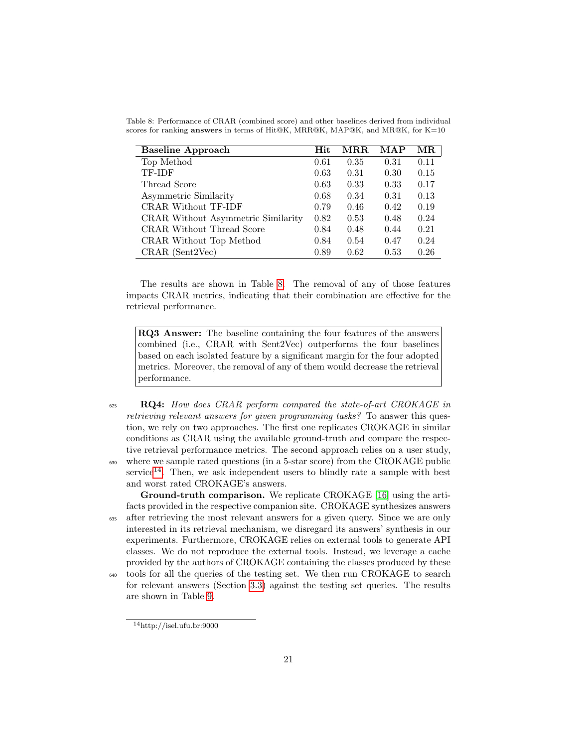Table 8: Performance of CRAR (combined score) and other baselines derived from individual scores for ranking **answers** in terms of Hit@K, MRR@K, MAP@K, and MR@K, for K=10

| Baseline Approach | Hit | MRR | MAP | MR |
|---|---|---|---|---|
| Top Method | 0.61 | 0.35 | 0.31 | 0.11 |
| TF-IDF | 0.63 | 0.31 | 0.30 | 0.15 |
| Thread Score | 0.63 | 0.33 | 0.33 | 0.17 |
| Asymmetric Similarity | 0.68 | 0.34 | 0.31 | 0.13 |
| CRAR Without TF-IDF | 0.79 | 0.46 | 0.42 | 0.19 |
| CRAR Without Asymmetric Similarity | 0.82 | 0.53 | 0.48 | 0.24 |
| CRAR Without Thread Score | 0.84 | 0.48 | 0.44 | 0.21 |
| CRAR Without Top Method | 0.84 | 0.54 | 0.47 | 0.24 |
| CRAR (Sent2Vec) | 0.89 | 0.62 | 0.53 | 0.26 |

The results are shown in Table 8. The removal of any of those features impacts CRAR metrics, indicating that their combination are effective for the retrieval performance.

> **RQ3 Answer:** The baseline containing the four features of the answers combined (i.e., CRAR with Sent2Vec) outperforms the four baselines based on each isolated feature by a significant margin for the four adopted metrics. Moreover, the removal of any of them would decrease the retrieval performance.

**RQ4:** *How does CRAR perform compared the state-of-art CROKAGE in retrieving relevant answers for given programming tasks?* To answer this question, we rely on two approaches. The first one replicates CROKAGE in similar conditions as CRAR using the available ground-truth and compare the respective retrieval performance metrics. The second approach relies on a user study, where we sample rated questions (in a 5-star score) from the CROKAGE public service[14]. Then, we ask independent users to blindly rate a sample with best and worst rated CROKAGE's answers.

**Ground-truth comparison.** We replicate CROKAGE [16] using the artifacts provided in the respective companion site. CROKAGE synthesizes answers after retrieving the most relevant answers for a given query. Since we are only interested in its retrieval mechanism, we disregard its answers' synthesis in our experiments. Furthermore, CROKAGE relies on external tools to generate API classes. We do not reproduce the external tools. Instead, we leverage a cache provided by the authors of CROKAGE containing the classes produced by these tools for all the queries of the testing set. We then run CROKAGE to search for relevant answers (Section 3.3) against the testing set queries. The results are shown in Table 9.

[14] http://isel.ufu.br:9000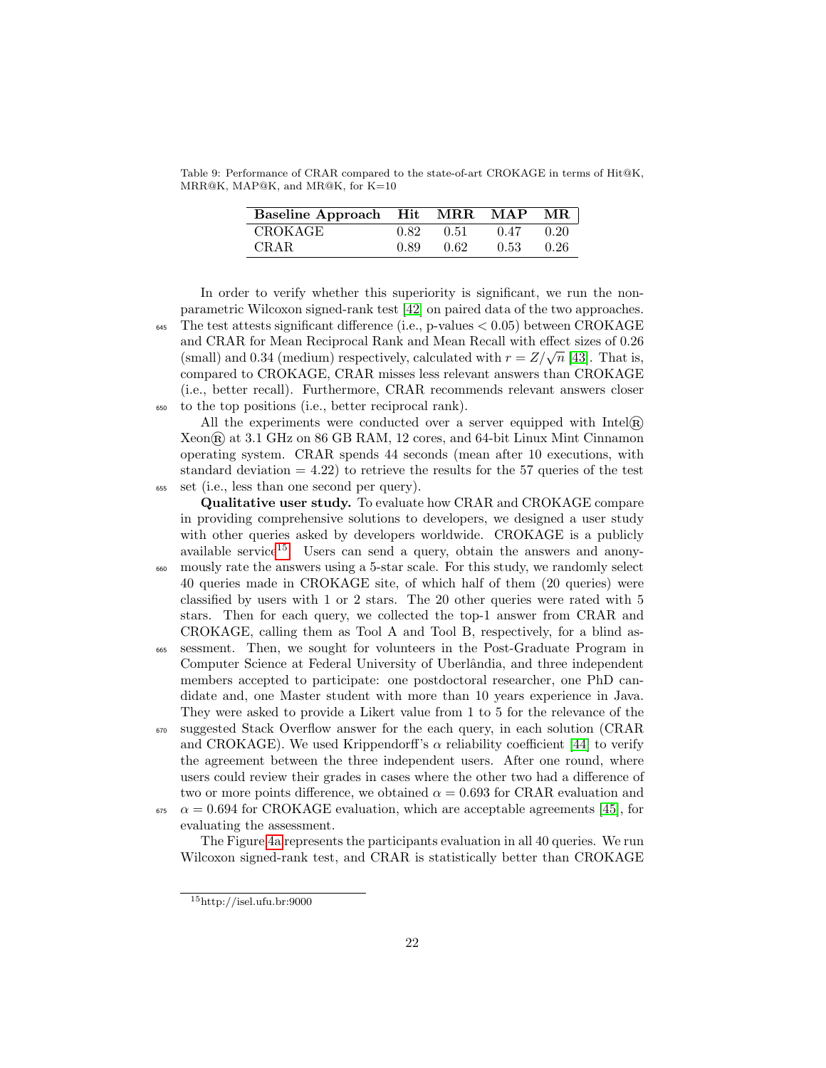Table 9: Performance of CRAR compared to the state-of-art CROKAGE in terms of Hit@K, MRR@K, MAP@K, and MR@K, for K=10

| Baseline Approach | Hit | MRR | MAP | MR |
|---|---|---|---|---|
| CROKAGE | 0.82 | 0.51 | 0.47 | 0.20 |
| CRAR | 0.89 | 0.62 | 0.53 | 0.26 |

In order to verify whether this superiority is significant, we run the non-parametric Wilcoxon signed-rank test [42] on paired data of the two approaches. The test attests significant difference (i.e., p-values $< 0.05$) between CROKAGE and CRAR for Mean Reciprocal Rank and Mean Recall with effect sizes of 0.26 (small) and 0.34 (medium) respectively, calculated with $r = Z/\sqrt{n}$ [43]. That is, compared to CROKAGE, CRAR misses less relevant answers than CROKAGE (i.e., better recall). Furthermore, CRAR recommends relevant answers closer to the top positions (i.e., better reciprocal rank).

All the experiments were conducted over a server equipped with Intel® Xeon® at 3.1 GHz on 86 GB RAM, 12 cores, and 64-bit Linux Mint Cinnamon operating system. CRAR spends 44 seconds (mean after 10 executions, with standard deviation = 4.22) to retrieve the results for the 57 queries of the test set (i.e., less than one second per query).

**Qualitative user study.** To evaluate how CRAR and CROKAGE compare in providing comprehensive solutions to developers, we designed a user study with other queries asked by developers worldwide. CROKAGE is a publicly available service[15]. Users can send a query, obtain the answers and anonymously rate the answers using a 5-star scale. For this study, we randomly select 40 queries made in CROKAGE site, of which half of them (20 queries) were classified by users with 1 or 2 stars. The 20 other queries were rated with 5 stars. Then for each query, we collected the top-1 answer from CRAR and CROKAGE, calling them as Tool A and Tool B, respectively, for a blind assessment. Then, we sought for volunteers in the Post-Graduate Program in Computer Science at Federal University of Uberlândia, and three independent members accepted to participate: one postdoctoral researcher, one PhD candidate and, one Master student with more than 10 years experience in Java. They were asked to provide a Likert value from 1 to 5 for the relevance of the suggested Stack Overflow answer for the each query, in each solution (CRAR and CROKAGE). We used Krippendorff's $\alpha$ reliability coefficient [44] to verify the agreement between the three independent users. After one round, where users could review their grades in cases where the other two had a difference of two or more points difference, we obtained $\alpha = 0.693$ for CRAR evaluation and $\alpha = 0.694$ for CROKAGE evaluation, which are acceptable agreements [45], for evaluating the assessment.

The Figure 4a represents the participants evaluation in all 40 queries. We run Wilcoxon signed-rank test, and CRAR is statistically better than CROKAGE

[15] http://isel.ufu.br:9000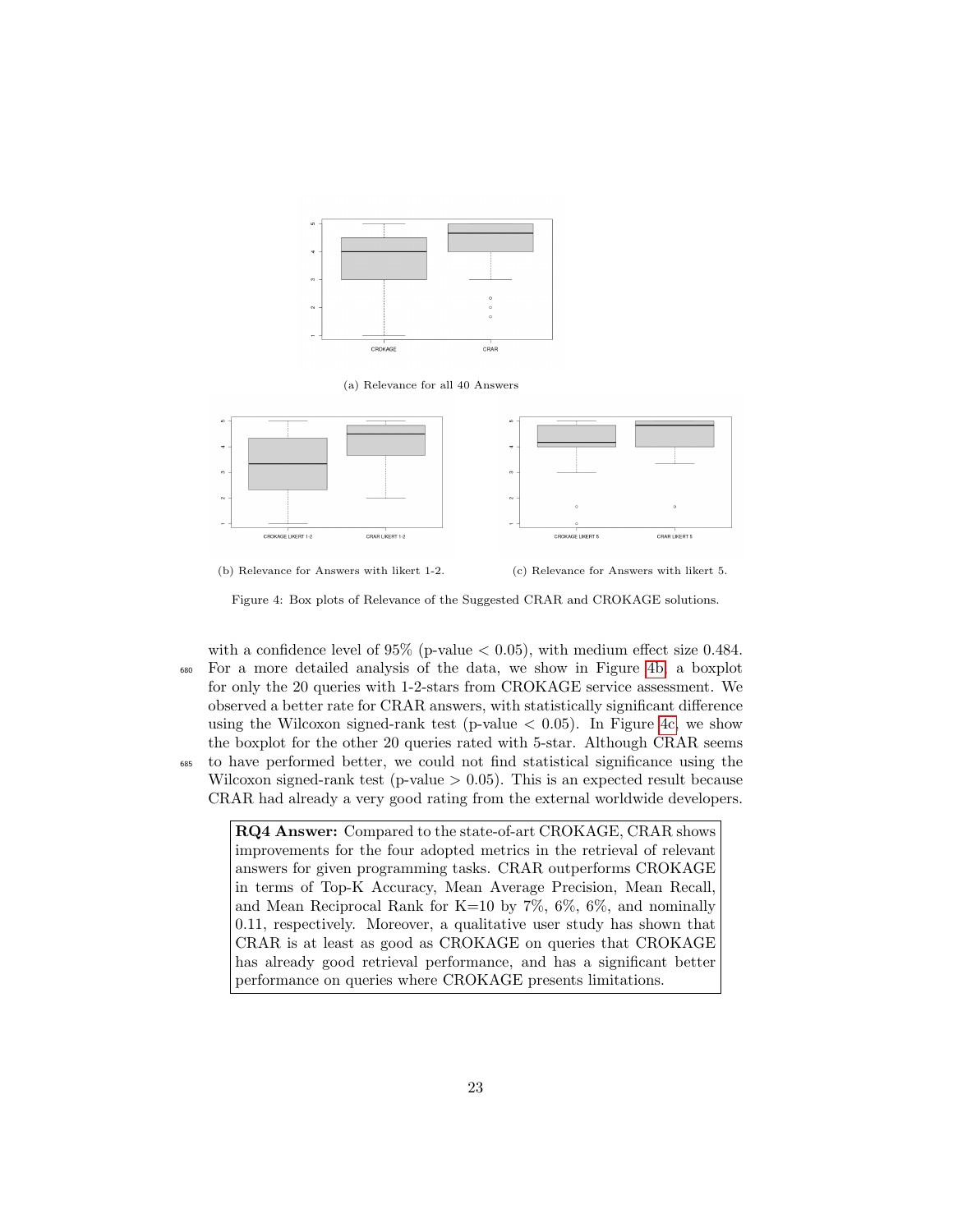(a) Relevance for all 40 Answers

(b) Relevance for Answers with likert 1-2.

(c) Relevance for Answers with likert 5.

Figure 4: Box plots of Relevance of the Suggested CRAR and CROKAGE solutions.

with a confidence level of 95% (p-value $< 0.05$), with medium effect size 0.484. For a more detailed analysis of the data, we show in Figure 4b, a boxplot for only the 20 queries with 1-2-stars from CROKAGE service assessment. We observed a better rate for CRAR answers, with statistically significant difference using the Wilcoxon signed-rank test (p-value $< 0.05$). In Figure 4c, we show the boxplot for the other 20 queries rated with 5-star. Although CRAR seems to have performed better, we could not find statistical significance using the Wilcoxon signed-rank test (p-value $> 0.05$). This is an expected result because CRAR had already a very good rating from the external worldwide developers.

> **RQ4 Answer:** Compared to the state-of-art CROKAGE, CRAR shows improvements for the four adopted metrics in the retrieval of relevant answers for given programming tasks. CRAR outperforms CROKAGE in terms of Top-K Accuracy, Mean Average Precision, Mean Recall, and Mean Reciprocal Rank for K=10 by 7%, 6%, 6%, and nominally 0.11, respectively. Moreover, a qualitative user study has shown that CRAR is at least as good as CROKAGE on queries that CROKAGE has already good retrieval performance, and has a significant better performance on queries where CROKAGE presents limitations.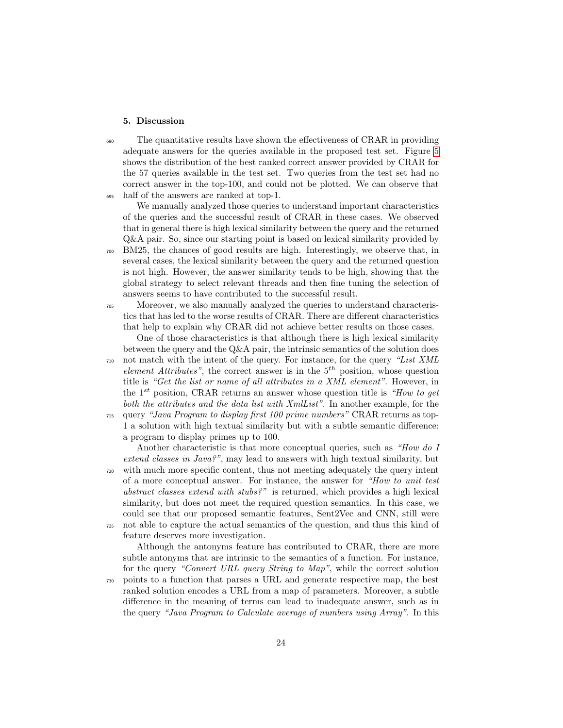## 5. Discussion

The quantitative results have shown the effectiveness of CRAR in providing adequate answers for the queries available in the proposed test set. Figure 5 shows the distribution of the best ranked correct answer provided by CRAR for the 57 queries available in the test set. Two queries from the test set had no correct answer in the top-100, and could not be plotted. We can observe that half of the answers are ranked at top-1.

We manually analyzed those queries to understand important characteristics of the queries and the successful result of CRAR in these cases. We observed that in general there is high lexical similarity between the query and the returned Q&A pair. So, since our starting point is based on lexical similarity provided by BM25, the chances of good results are high. Interestingly, we observe that, in several cases, the lexical similarity between the query and the returned question is not high. However, the answer similarity tends to be high, showing that the global strategy to select relevant threads and then fine tuning the selection of answers seems to have contributed to the successful result.

Moreover, we also manually analyzed the queries to understand characteristics that has led to the worse results of CRAR. There are different characteristics that help to explain why CRAR did not achieve better results on those cases.

One of those characteristics is that although there is high lexical similarity between the query and the Q&A pair, the intrinsic semantics of the solution does not match with the intent of the query. For instance, for the query *"List XML element Attributes"*, the correct answer is in the $5^{th}$ position, whose question title is *"Get the list or name of all attributes in a XML element"*. However, in the $1^{st}$ position, CRAR returns an answer whose question title is *"How to get both the attributes and the data list with XmlList"*. In another example, for the query *"Java Program to display first 100 prime numbers"* CRAR returns as top-1 a solution with high textual similarity but with a subtle semantic difference: a program to display primes up to 100.

Another characteristic is that more conceptual queries, such as *"How do I extend classes in Java?"*, may lead to answers with high textual similarity, but with much more specific content, thus not meeting adequately the query intent of a more conceptual answer. For instance, the answer for *"How to unit test abstract classes extend with stubs?"* is returned, which provides a high lexical similarity, but does not meet the required question semantics. In this case, we could see that our proposed semantic features, Sent2Vec and CNN, still were not able to capture the actual semantics of the question, and thus this kind of feature deserves more investigation.

Although the antonyms feature has contributed to CRAR, there are more subtle antonyms that are intrinsic to the semantics of a function. For instance, for the query *"Convert URL query String to Map"*, while the correct solution points to a function that parses a URL and generate respective map, the best ranked solution encodes a URL from a map of parameters. Moreover, a subtle difference in the meaning of terms can lead to inadequate answer, such as in the query *"Java Program to Calculate average of numbers using Array"*. In this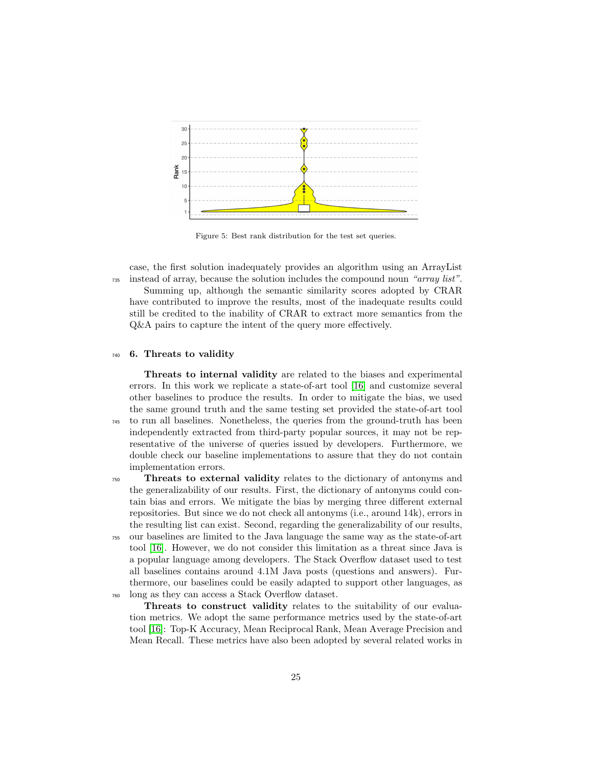Figure 5: Best rank distribution for the test set queries.

case, the first solution inadequately provides an algorithm using an ArrayList instead of array, because the solution includes the compound noun *"array list"*.

Summing up, although the semantic similarity scores adopted by CRAR have contributed to improve the results, most of the inadequate results could still be credited to the inability of CRAR to extract more semantics from the Q&A pairs to capture the intent of the query more effectively.

## 6. Threats to validity

**Threats to internal validity** are related to the biases and experimental errors. In this work we replicate a state-of-art tool [16] and customize several other baselines to produce the results. In order to mitigate the bias, we used the same ground truth and the same testing set provided the state-of-art tool to run all baselines. Nonetheless, the queries from the ground-truth has been independently extracted from third-party popular sources, it may not be representative of the universe of queries issued by developers. Furthermore, we double check our baseline implementations to assure that they do not contain implementation errors.

**Threats to external validity** relates to the dictionary of antonyms and the generalizability of our results. First, the dictionary of antonyms could contain bias and errors. We mitigate the bias by merging three different external repositories. But since we do not check all antonyms (i.e., around 14k), errors in the resulting list can exist. Second, regarding the generalizability of our results, our baselines are limited to the Java language the same way as the state-of-art tool [16]. However, we do not consider this limitation as a threat since Java is a popular language among developers. The Stack Overflow dataset used to test all baselines contains around 4.1M Java posts (questions and answers). Furthermore, our baselines could be easily adapted to support other languages, as long as they can access a Stack Overflow dataset.

**Threats to construct validity** relates to the suitability of our evaluation metrics. We adopt the same performance metrics used by the state-of-art tool [16]: Top-K Accuracy, Mean Reciprocal Rank, Mean Average Precision and Mean Recall. These metrics have also been adopted by several related works in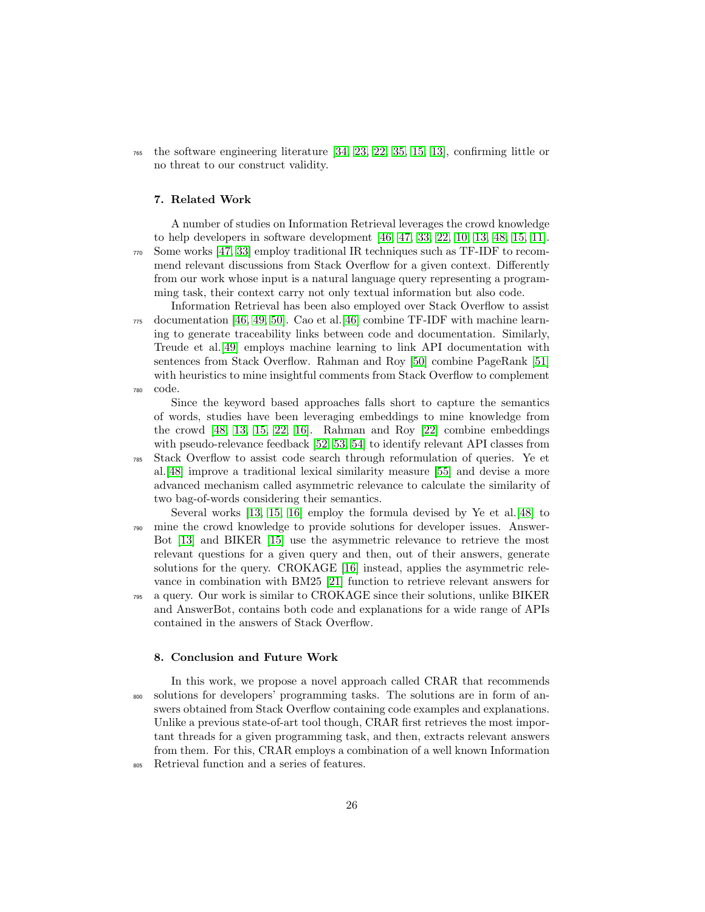the software engineering literature [34, 23, 22, 35, 15, 13], confirming little or no threat to our construct validity.

## 7. Related Work

A number of studies on Information Retrieval leverages the crowd knowledge to help developers in software development [46, 47, 33, 22, 10, 13, 48, 15, 11]. Some works [47, 33] employ traditional IR techniques such as TF-IDF to recommend relevant discussions from Stack Overflow for a given context. Differently from our work whose input is a natural language query representing a programming task, their context carry not only textual information but also code.

Information Retrieval has been also employed over Stack Overflow to assist documentation [46, 49, 50]. Cao et al.[46] combine TF-IDF with machine learning to generate traceability links between code and documentation. Similarly, Treude et al.[49] employs machine learning to link API documentation with sentences from Stack Overflow. Rahman and Roy [50] combine PageRank [51] with heuristics to mine insightful comments from Stack Overflow to complement code.

Since the keyword based approaches falls short to capture the semantics of words, studies have been leveraging embeddings to mine knowledge from the crowd [48, 13, 15, 22, 16]. Rahman and Roy [22] combine embeddings with pseudo-relevance feedback [52, 53, 54] to identify relevant API classes from Stack Overflow to assist code search through reformulation of queries. Ye et al.[48] improve a traditional lexical similarity measure [55] and devise a more advanced mechanism called asymmetric relevance to calculate the similarity of two bag-of-words considering their semantics.

Several works [13, 15, 16] employ the formula devised by Ye et al.[48] to mine the crowd knowledge to provide solutions for developer issues. AnswerBot [13] and BIKER [15] use the asymmetric relevance to retrieve the most relevant questions for a given query and then, out of their answers, generate solutions for the query. CROKAGE [16] instead, applies the asymmetric relevance in combination with BM25 [21] function to retrieve relevant answers for a query. Our work is similar to CROKAGE since their solutions, unlike BIKER and AnswerBot, contains both code and explanations for a wide range of APIs contained in the answers of Stack Overflow.

## 8. Conclusion and Future Work

In this work, we propose a novel approach called CRAR that recommends solutions for developers' programming tasks. The solutions are in form of answers obtained from Stack Overflow containing code examples and explanations. Unlike a previous state-of-art tool though, CRAR first retrieves the most important threads for a given programming task, and then, extracts relevant answers from them. For this, CRAR employs a combination of a well known Information Retrieval function and a series of features.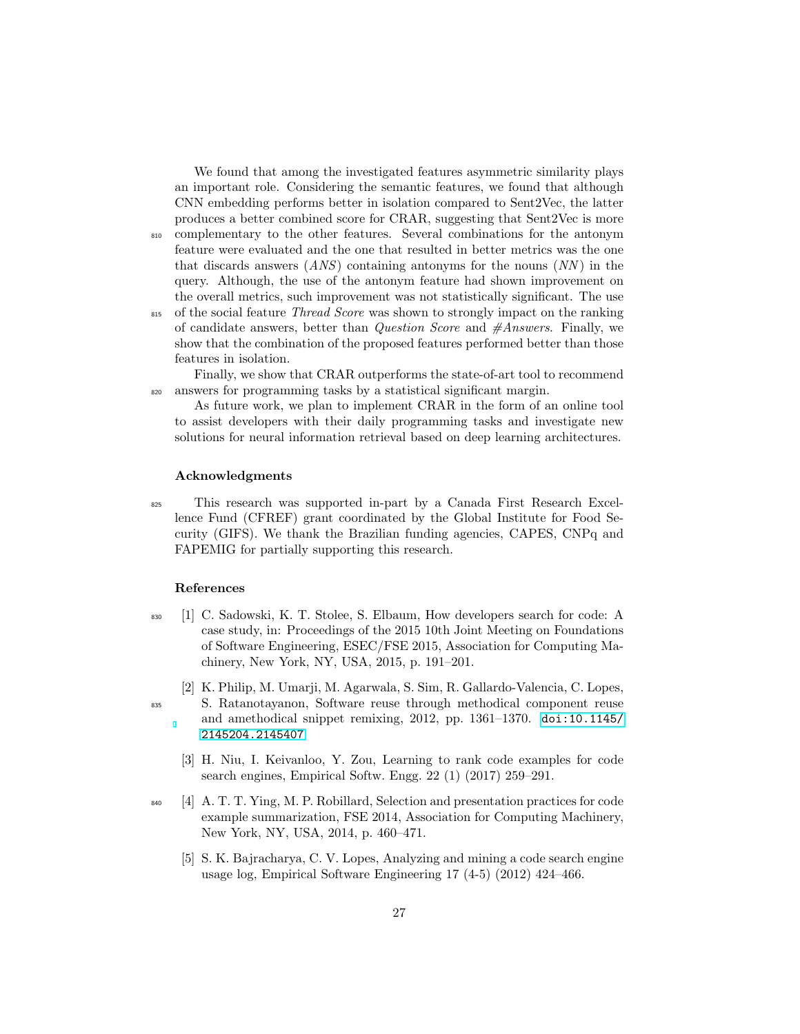We found that among the investigated features asymmetric similarity plays an important role. Considering the semantic features, we found that although CNN embedding performs better in isolation compared to Sent2Vec, the latter produces a better combined score for CRAR, suggesting that Sent2Vec is more complementary to the other features. Several combinations for the antonym feature were evaluated and the one that resulted in better metrics was the one that discards answers (*ANS*) containing antonyms for the nouns (*NN*) in the query. Although, the use of the antonym feature had shown improvement on the overall metrics, such improvement was not statistically significant. The use of the social feature *Thread Score* was shown to strongly impact on the ranking of candidate answers, better than *Question Score* and *#Answers*. Finally, we show that the combination of the proposed features performed better than those features in isolation.

Finally, we show that CRAR outperforms the state-of-art tool to recommend answers for programming tasks by a statistical significant margin.

As future work, we plan to implement CRAR in the form of an online tool to assist developers with their daily programming tasks and investigate new solutions for neural information retrieval based on deep learning architectures.

### Acknowledgments

This research was supported in-part by a Canada First Research Excellence Fund (CFREF) grant coordinated by the Global Institute for Food Security (GIFS). We thank the Brazilian funding agencies, CAPES, CNPq and FAPEMIG for partially supporting this research.

### References

[1] C. Sadowski, K. T. Stolee, S. Elbaum, How developers search for code: A case study, in: Proceedings of the 2015 10th Joint Meeting on Foundations of Software Engineering, ESEC/FSE 2015, Association for Computing Machinery, New York, NY, USA, 2015, p. 191–201.

[2] K. Philip, M. Umarji, M. Agarwala, S. Sim, R. Gallardo-Valencia, C. Lopes, S. Ratanotayanon, Software reuse through methodical component reuse and amethodical snippet remixing, 2012, pp. 1361–1370. doi:10.1145/2145204.2145407.

[3] H. Niu, I. Keivanloo, Y. Zou, Learning to rank code examples for code search engines, Empirical Softw. Engg. 22 (1) (2017) 259–291.

[4] A. T. T. Ying, M. P. Robillard, Selection and presentation practices for code example summarization, FSE 2014, Association for Computing Machinery, New York, NY, USA, 2014, p. 460–471.

[5] S. K. Bajracharya, C. V. Lopes, Analyzing and mining a code search engine usage log, Empirical Software Engineering 17 (4-5) (2012) 424–466.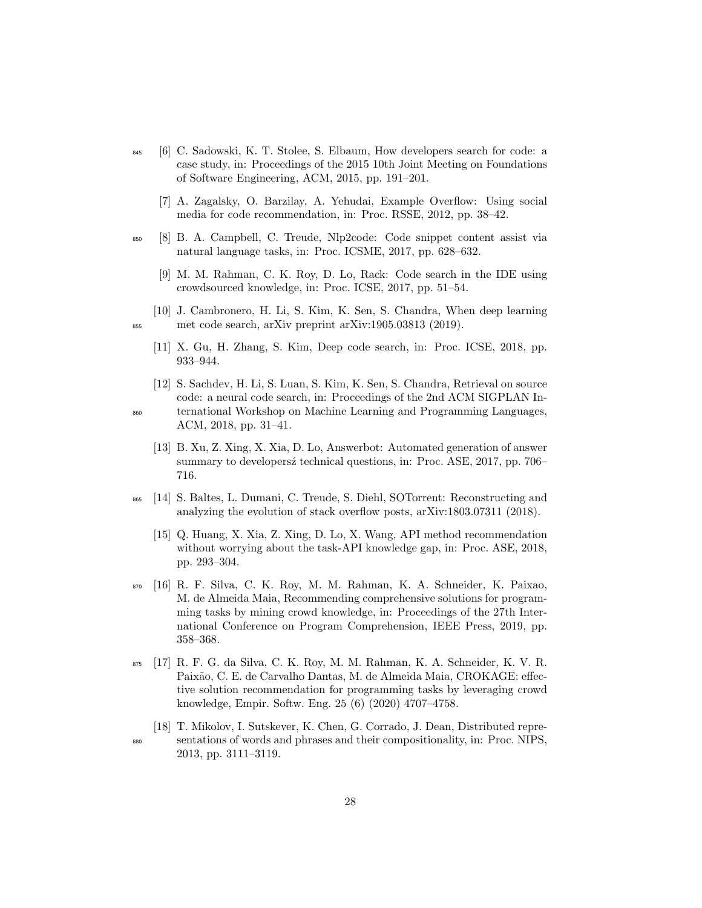[6] C. Sadowski, K. T. Stolee, S. Elbaum, How developers search for code: a case study, in: Proceedings of the 2015 10th Joint Meeting on Foundations of Software Engineering, ACM, 2015, pp. 191–201.

[7] A. Zagalsky, O. Barzilay, A. Yehudai, Example Overflow: Using social media for code recommendation, in: Proc. RSSE, 2012, pp. 38–42.

[8] B. A. Campbell, C. Treude, Nlp2code: Code snippet content assist via natural language tasks, in: Proc. ICSME, 2017, pp. 628–632.

[9] M. M. Rahman, C. K. Roy, D. Lo, Rack: Code search in the IDE using crowdsourced knowledge, in: Proc. ICSE, 2017, pp. 51–54.

[10] J. Cambronero, H. Li, S. Kim, K. Sen, S. Chandra, When deep learning met code search, arXiv preprint arXiv:1905.03813 (2019).

[11] X. Gu, H. Zhang, S. Kim, Deep code search, in: Proc. ICSE, 2018, pp. 933–944.

[12] S. Sachdev, H. Li, S. Luan, S. Kim, K. Sen, S. Chandra, Retrieval on source code: a neural code search, in: Proceedings of the 2nd ACM SIGPLAN International Workshop on Machine Learning and Programming Languages, ACM, 2018, pp. 31–41.

[13] B. Xu, Z. Xing, X. Xia, D. Lo, Answerbot: Automated generation of answer summary to developersź technical questions, in: Proc. ASE, 2017, pp. 706–716.

[14] S. Baltes, L. Dumani, C. Treude, S. Diehl, SOTorrent: Reconstructing and analyzing the evolution of stack overflow posts, arXiv:1803.07311 (2018).

[15] Q. Huang, X. Xia, Z. Xing, D. Lo, X. Wang, API method recommendation without worrying about the task-API knowledge gap, in: Proc. ASE, 2018, pp. 293–304.

[16] R. F. Silva, C. K. Roy, M. M. Rahman, K. A. Schneider, K. Paixao, M. de Almeida Maia, Recommending comprehensive solutions for programming tasks by mining crowd knowledge, in: Proceedings of the 27th International Conference on Program Comprehension, IEEE Press, 2019, pp. 358–368.

[17] R. F. G. da Silva, C. K. Roy, M. M. Rahman, K. A. Schneider, K. V. R. Paixão, C. E. de Carvalho Dantas, M. de Almeida Maia, CROKAGE: effective solution recommendation for programming tasks by leveraging crowd knowledge, Empir. Softw. Eng. 25 (6) (2020) 4707–4758.

[18] T. Mikolov, I. Sutskever, K. Chen, G. Corrado, J. Dean, Distributed representations of words and phrases and their compositionality, in: Proc. NIPS, 2013, pp. 3111–3119.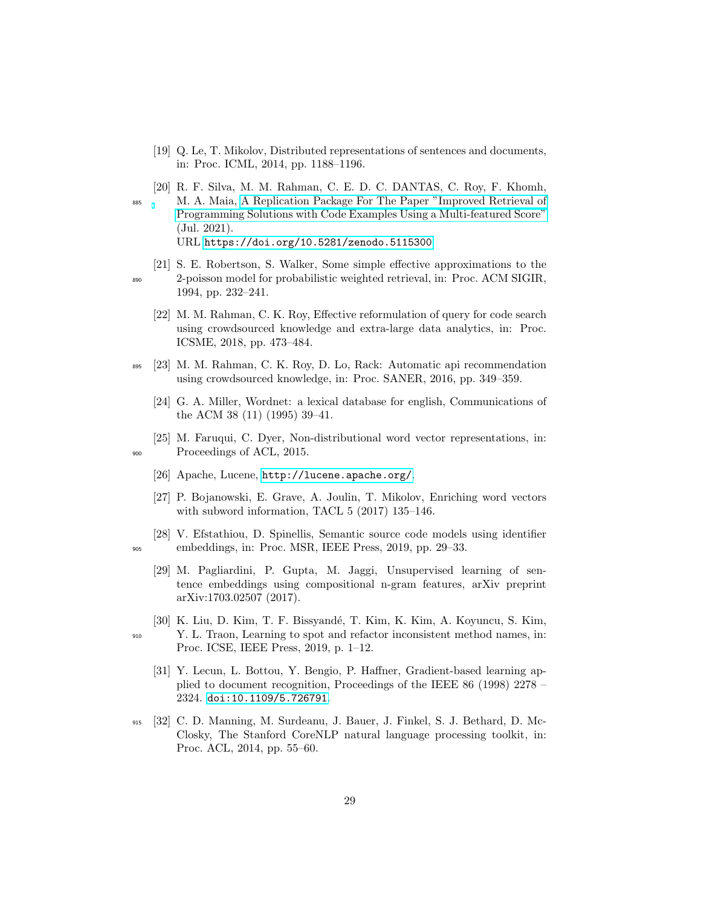[19] Q. Le, T. Mikolov, Distributed representations of sentences and documents, in: Proc. ICML, 2014, pp. 1188–1196.

[20] R. F. Silva, M. M. Rahman, C. E. D. C. DANTAS, C. Roy, F. Khomh, M. A. Maia, A Replication Package For The Paper "Improved Retrieval of Programming Solutions with Code Examples Using a Multi-featured Score" (Jul. 2021).
URL https://doi.org/10.5281/zenodo.5115300

[21] S. E. Robertson, S. Walker, Some simple effective approximations to the 2-poisson model for probabilistic weighted retrieval, in: Proc. ACM SIGIR, 1994, pp. 232–241.

[22] M. M. Rahman, C. K. Roy, Effective reformulation of query for code search using crowdsourced knowledge and extra-large data analytics, in: Proc. ICSME, 2018, pp. 473–484.

[23] M. M. Rahman, C. K. Roy, D. Lo, Rack: Automatic api recommendation using crowdsourced knowledge, in: Proc. SANER, 2016, pp. 349–359.

[24] G. A. Miller, Wordnet: a lexical database for english, Communications of the ACM 38 (11) (1995) 39–41.

[25] M. Faruqui, C. Dyer, Non-distributional word vector representations, in: Proceedings of ACL, 2015.

[26] Apache, Lucene, http://lucene.apache.org/.

[27] P. Bojanowski, E. Grave, A. Joulin, T. Mikolov, Enriching word vectors with subword information, TACL 5 (2017) 135–146.

[28] V. Efstathiou, D. Spinellis, Semantic source code models using identifier embeddings, in: Proc. MSR, IEEE Press, 2019, pp. 29–33.

[29] M. Pagliardini, P. Gupta, M. Jaggi, Unsupervised learning of sentence embeddings using compositional n-gram features, arXiv preprint arXiv:1703.02507 (2017).

[30] K. Liu, D. Kim, T. F. Bissyandé, T. Kim, K. Kim, A. Koyuncu, S. Kim, Y. L. Traon, Learning to spot and refactor inconsistent method names, in: Proc. ICSE, IEEE Press, 2019, p. 1–12.

[31] Y. Lecun, L. Bottou, Y. Bengio, P. Haffner, Gradient-based learning applied to document recognition, Proceedings of the IEEE 86 (1998) 2278 – 2324. doi:10.1109/5.726791.

[32] C. D. Manning, M. Surdeanu, J. Bauer, J. Finkel, S. J. Bethard, D. McClosky, The Stanford CoreNLP natural language processing toolkit, in: Proc. ACL, 2014, pp. 55–60.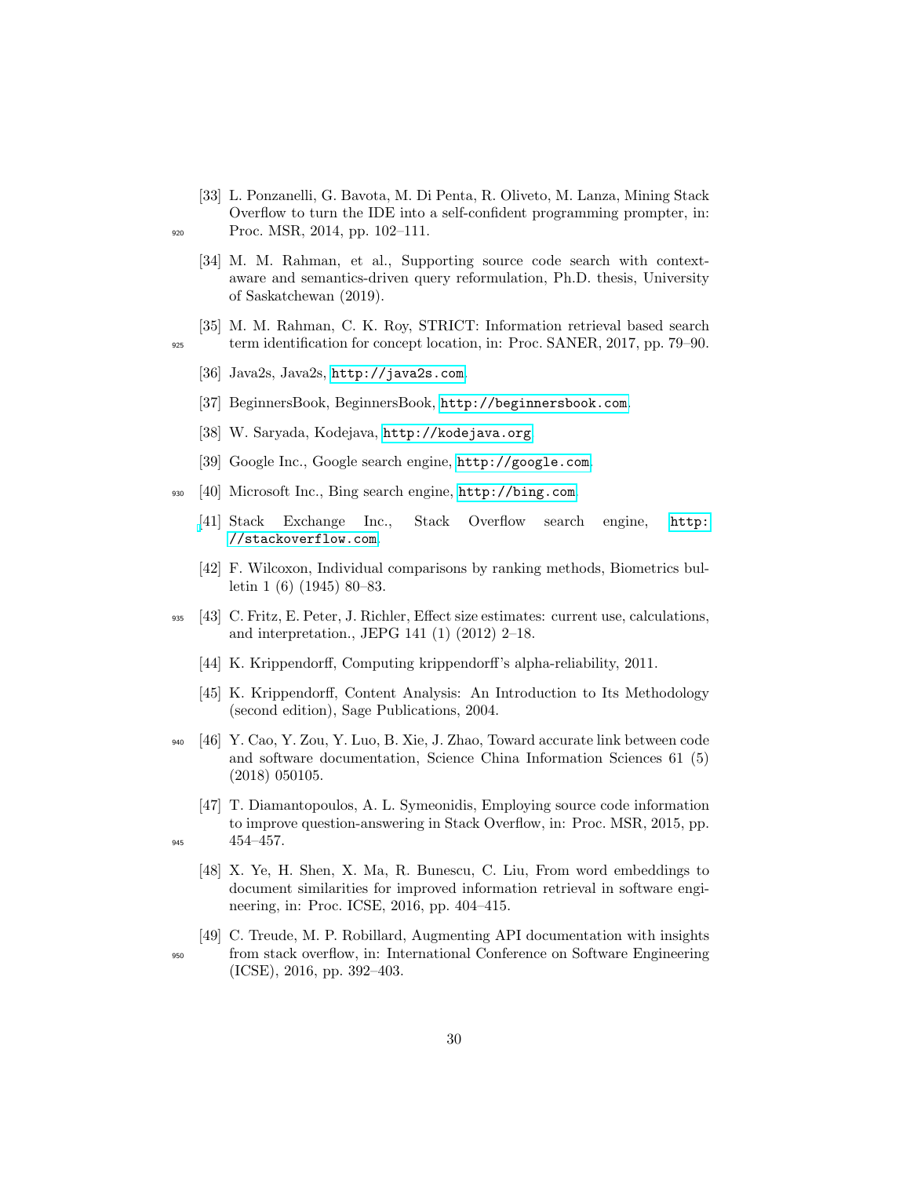[33] L. Ponzanelli, G. Bavota, M. Di Penta, R. Oliveto, M. Lanza, Mining Stack Overflow to turn the IDE into a self-confident programming prompter, in: Proc. MSR, 2014, pp. 102–111.

[34] M. M. Rahman, et al., Supporting source code search with context-aware and semantics-driven query reformulation, Ph.D. thesis, University of Saskatchewan (2019).

[35] M. M. Rahman, C. K. Roy, STRICT: Information retrieval based search term identification for concept location, in: Proc. SANER, 2017, pp. 79–90.

[36] Java2s, Java2s, http://java2s.com.

[37] BeginnersBook, BeginnersBook, http://beginnersbook.com.

[38] W. Saryada, Kodejava, http://kodejava.org.

[39] Google Inc., Google search engine, http://google.com.

[40] Microsoft Inc., Bing search engine, http://bing.com.

[41] Stack Exchange Inc., Stack Overflow search engine, http://stackoverflow.com.

[42] F. Wilcoxon, Individual comparisons by ranking methods, Biometrics bulletin 1 (6) (1945) 80–83.

[43] C. Fritz, E. Peter, J. Richler, Effect size estimates: current use, calculations, and interpretation., JEPG 141 (1) (2012) 2–18.

[44] K. Krippendorff, Computing krippendorff's alpha-reliability, 2011.

[45] K. Krippendorff, Content Analysis: An Introduction to Its Methodology (second edition), Sage Publications, 2004.

[46] Y. Cao, Y. Zou, Y. Luo, B. Xie, J. Zhao, Toward accurate link between code and software documentation, Science China Information Sciences 61 (5) (2018) 050105.

[47] T. Diamantopoulos, A. L. Symeonidis, Employing source code information to improve question-answering in Stack Overflow, in: Proc. MSR, 2015, pp. 454–457.

[48] X. Ye, H. Shen, X. Ma, R. Bunescu, C. Liu, From word embeddings to document similarities for improved information retrieval in software engineering, in: Proc. ICSE, 2016, pp. 404–415.

[49] C. Treude, M. P. Robillard, Augmenting API documentation with insights from stack overflow, in: International Conference on Software Engineering (ICSE), 2016, pp. 392–403.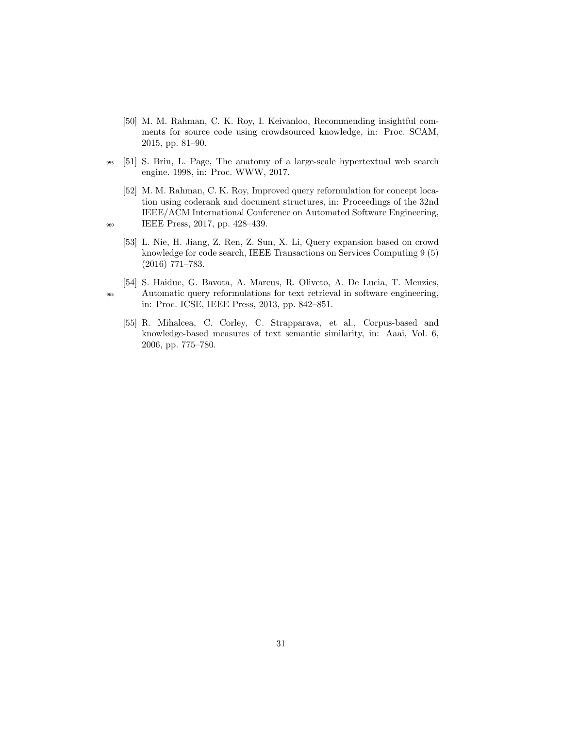[50] M. M. Rahman, C. K. Roy, I. Keivanloo, Recommending insightful comments for source code using crowdsourced knowledge, in: Proc. SCAM, 2015, pp. 81–90.

[51] S. Brin, L. Page, The anatomy of a large-scale hypertextual web search engine. 1998, in: Proc. WWW, 2017.

[52] M. M. Rahman, C. K. Roy, Improved query reformulation for concept location using coderank and document structures, in: Proceedings of the 32nd IEEE/ACM International Conference on Automated Software Engineering, IEEE Press, 2017, pp. 428–439.

[53] L. Nie, H. Jiang, Z. Ren, Z. Sun, X. Li, Query expansion based on crowd knowledge for code search, IEEE Transactions on Services Computing 9 (5) (2016) 771–783.

[54] S. Haiduc, G. Bavota, A. Marcus, R. Oliveto, A. De Lucia, T. Menzies, Automatic query reformulations for text retrieval in software engineering, in: Proc. ICSE, IEEE Press, 2013, pp. 842–851.

[55] R. Mihalcea, C. Corley, C. Strapparava, et al., Corpus-based and knowledge-based measures of text semantic similarity, in: Aaai, Vol. 6, 2006, pp. 775–780.